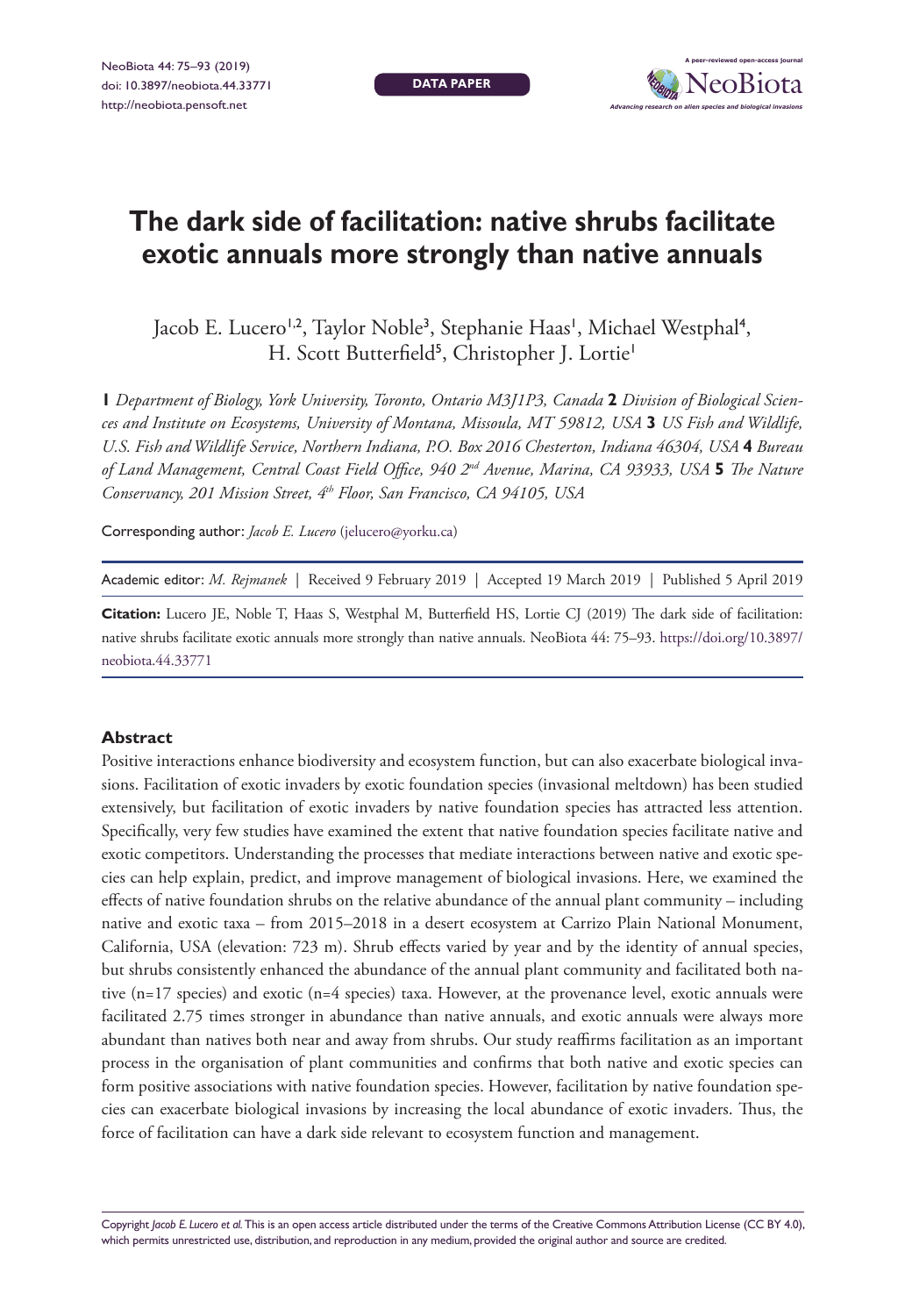DATA PAPER

# The dark side of facilitation: native shrubs facilitate exotic annuals more strongly than native annuals

Jacob E. Lucero[1,2], Taylor Noble[3], Stephanie Haas[1], Michael Westphal[4], H. Scott Butterfield[5], Christopher J. Lortie[1]

**1** *Department of Biology, York University, Toronto, Ontario M3J1P3, Canada* **2** *Division of Biological Sciences and Institute on Ecosystems, University of Montana, Missoula, MT 59812, USA* **3** *US Fish and Wildlife, U.S. Fish and Wildlife Service, Northern Indiana, P.O. Box 2016 Chesterton, Indiana 46304, USA* **4** *Bureau of Land Management, Central Coast Field Office, 940 2nd Avenue, Marina, CA 93933, USA* **5** *The Nature Conservancy, 201 Mission Street, 4th Floor, San Francisco, CA 94105, USA*

Corresponding author: *Jacob E. Lucero* (jelucero@yorku.ca)

Academic editor: *M. Rejmanek* | Received 9 February 2019 | Accepted 19 March 2019 | Published 5 April 2019

**Citation:** Lucero JE, Noble T, Haas S, Westphal M, Butterfield HS, Lortie CJ (2019) The dark side of facilitation: native shrubs facilitate exotic annuals more strongly than native annuals. NeoBiota 44: 75–93. https://doi.org/10.3897/neobiota.44.33771

## Abstract

Positive interactions enhance biodiversity and ecosystem function, but can also exacerbate biological invasions. Facilitation of exotic invaders by exotic foundation species (invasional meltdown) has been studied extensively, but facilitation of exotic invaders by native foundation species has attracted less attention. Specifically, very few studies have examined the extent that native foundation species facilitate native and exotic competitors. Understanding the processes that mediate interactions between native and exotic species can help explain, predict, and improve management of biological invasions. Here, we examined the effects of native foundation shrubs on the relative abundance of the annual plant community – including native and exotic taxa – from 2015–2018 in a desert ecosystem at Carrizo Plain National Monument, California, USA (elevation: 723 m). Shrub effects varied by year and by the identity of annual species, but shrubs consistently enhanced the abundance of the annual plant community and facilitated both native (n=17 species) and exotic (n=4 species) taxa. However, at the provenance level, exotic annuals were facilitated 2.75 times stronger in abundance than native annuals, and exotic annuals were always more abundant than natives both near and away from shrubs. Our study reaffirms facilitation as an important process in the organisation of plant communities and confirms that both native and exotic species can form positive associations with native foundation species. However, facilitation by native foundation species can exacerbate biological invasions by increasing the local abundance of exotic invaders. Thus, the force of facilitation can have a dark side relevant to ecosystem function and management.

Copyright *Jacob E. Lucero et al.* This is an open access article distributed under the terms of the Creative Commons Attribution License (CC BY 4.0), which permits unrestricted use, distribution, and reproduction in any medium, provided the original author and source are credited.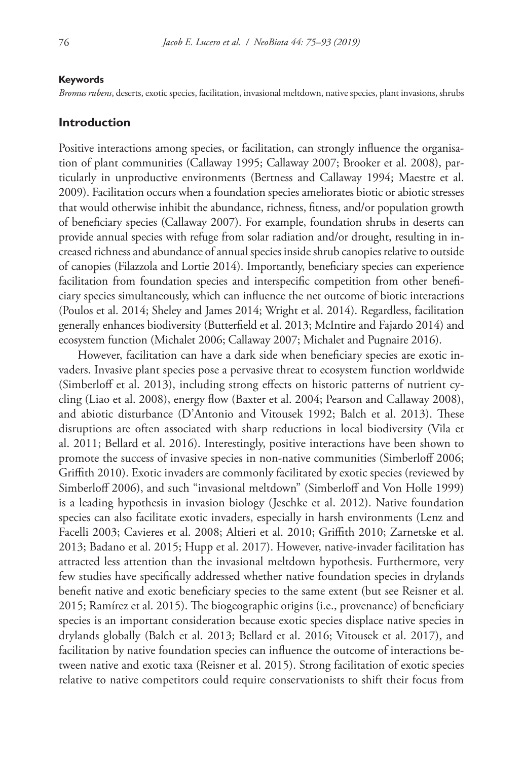**Keywords**

*Bromus rubens*, deserts, exotic species, facilitation, invasional meltdown, native species, plant invasions, shrubs

## Introduction

Positive interactions among species, or facilitation, can strongly influence the organisation of plant communities (Callaway 1995; Callaway 2007; Brooker et al. 2008), particularly in unproductive environments (Bertness and Callaway 1994; Maestre et al. 2009). Facilitation occurs when a foundation species ameliorates biotic or abiotic stresses that would otherwise inhibit the abundance, richness, fitness, and/or population growth of beneficiary species (Callaway 2007). For example, foundation shrubs in deserts can provide annual species with refuge from solar radiation and/or drought, resulting in increased richness and abundance of annual species inside shrub canopies relative to outside of canopies (Filazzola and Lortie 2014). Importantly, beneficiary species can experience facilitation from foundation species and interspecific competition from other beneficiary species simultaneously, which can influence the net outcome of biotic interactions (Poulos et al. 2014; Sheley and James 2014; Wright et al. 2014). Regardless, facilitation generally enhances biodiversity (Butterfield et al. 2013; McIntire and Fajardo 2014) and ecosystem function (Michalet 2006; Callaway 2007; Michalet and Pugnaire 2016).

However, facilitation can have a dark side when beneficiary species are exotic invaders. Invasive plant species pose a pervasive threat to ecosystem function worldwide (Simberloff et al. 2013), including strong effects on historic patterns of nutrient cycling (Liao et al. 2008), energy flow (Baxter et al. 2004; Pearson and Callaway 2008), and abiotic disturbance (D'Antonio and Vitousek 1992; Balch et al. 2013). These disruptions are often associated with sharp reductions in local biodiversity (Vila et al. 2011; Bellard et al. 2016). Interestingly, positive interactions have been shown to promote the success of invasive species in non-native communities (Simberloff 2006; Griffith 2010). Exotic invaders are commonly facilitated by exotic species (reviewed by Simberloff 2006), and such "invasional meltdown" (Simberloff and Von Holle 1999) is a leading hypothesis in invasion biology (Jeschke et al. 2012). Native foundation species can also facilitate exotic invaders, especially in harsh environments (Lenz and Facelli 2003; Cavieres et al. 2008; Altieri et al. 2010; Griffith 2010; Zarnetske et al. 2013; Badano et al. 2015; Hupp et al. 2017). However, native-invader facilitation has attracted less attention than the invasional meltdown hypothesis. Furthermore, very few studies have specifically addressed whether native foundation species in drylands benefit native and exotic beneficiary species to the same extent (but see Reisner et al. 2015; Ramírez et al. 2015). The biogeographic origins (i.e., provenance) of beneficiary species is an important consideration because exotic species displace native species in drylands globally (Balch et al. 2013; Bellard et al. 2016; Vitousek et al. 2017), and facilitation by native foundation species can influence the outcome of interactions between native and exotic taxa (Reisner et al. 2015). Strong facilitation of exotic species relative to native competitors could require conservationists to shift their focus from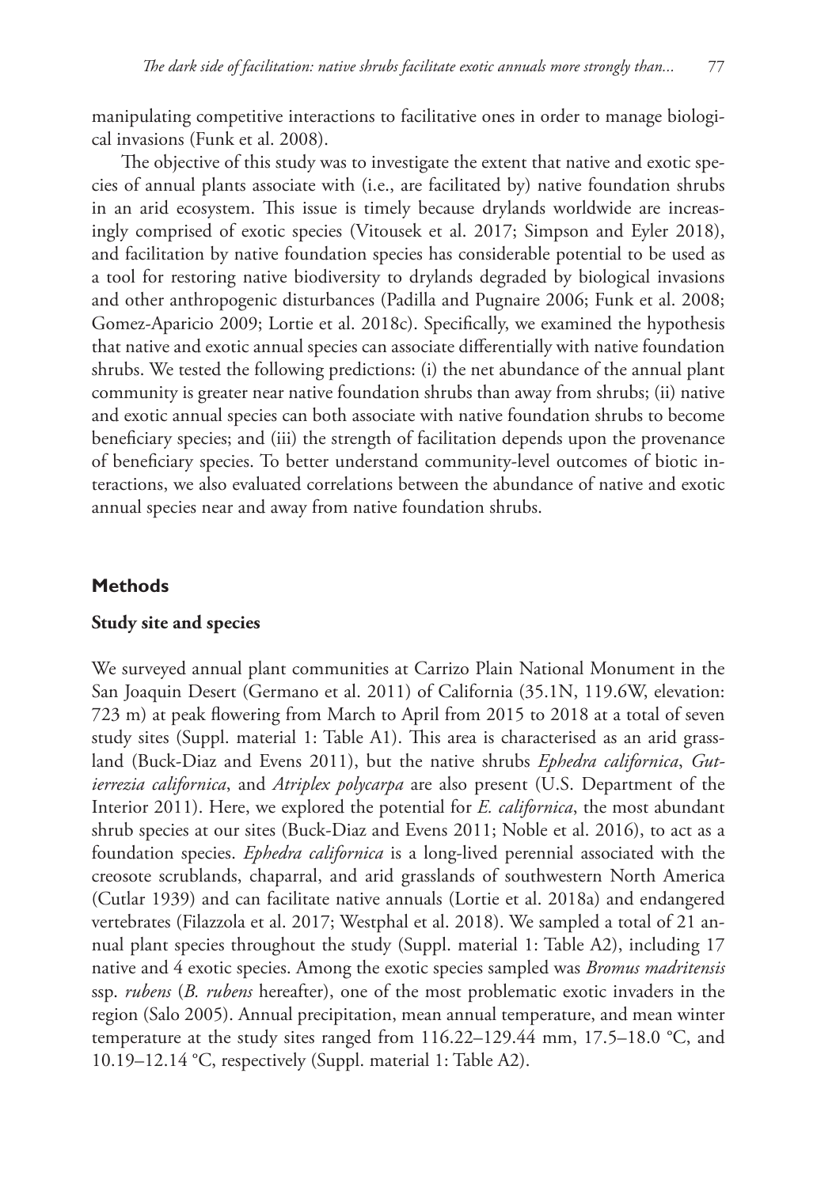manipulating competitive interactions to facilitative ones in order to manage biological invasions (Funk et al. 2008).

The objective of this study was to investigate the extent that native and exotic species of annual plants associate with (i.e., are facilitated by) native foundation shrubs in an arid ecosystem. This issue is timely because drylands worldwide are increasingly comprised of exotic species (Vitousek et al. 2017; Simpson and Eyler 2018), and facilitation by native foundation species has considerable potential to be used as a tool for restoring native biodiversity to drylands degraded by biological invasions and other anthropogenic disturbances (Padilla and Pugnaire 2006; Funk et al. 2008; Gomez-Aparicio 2009; Lortie et al. 2018c). Specifically, we examined the hypothesis that native and exotic annual species can associate differentially with native foundation shrubs. We tested the following predictions: (i) the net abundance of the annual plant community is greater near native foundation shrubs than away from shrubs; (ii) native and exotic annual species can both associate with native foundation shrubs to become beneficiary species; and (iii) the strength of facilitation depends upon the provenance of beneficiary species. To better understand community-level outcomes of biotic interactions, we also evaluated correlations between the abundance of native and exotic annual species near and away from native foundation shrubs.

## Methods

### Study site and species

We surveyed annual plant communities at Carrizo Plain National Monument in the San Joaquin Desert (Germano et al. 2011) of California (35.1N, 119.6W, elevation: 723 m) at peak flowering from March to April from 2015 to 2018 at a total of seven study sites (Suppl. material 1: Table A1). This area is characterised as an arid grassland (Buck-Diaz and Evens 2011), but the native shrubs *Ephedra californica*, *Gutierrezia californica*, and *Atriplex polycarpa* are also present (U.S. Department of the Interior 2011). Here, we explored the potential for *E. californica*, the most abundant shrub species at our sites (Buck-Diaz and Evens 2011; Noble et al. 2016), to act as a foundation species. *Ephedra californica* is a long-lived perennial associated with the creosote scrublands, chaparral, and arid grasslands of southwestern North America (Cutlar 1939) and can facilitate native annuals (Lortie et al. 2018a) and endangered vertebrates (Filazzola et al. 2017; Westphal et al. 2018). We sampled a total of 21 annual plant species throughout the study (Suppl. material 1: Table A2), including 17 native and 4 exotic species. Among the exotic species sampled was *Bromus madritensis* ssp. *rubens* (*B. rubens* hereafter), one of the most problematic exotic invaders in the region (Salo 2005). Annual precipitation, mean annual temperature, and mean winter temperature at the study sites ranged from 116.22–129.44 mm, 17.5–18.0 °C, and 10.19–12.14 °C, respectively (Suppl. material 1: Table A2).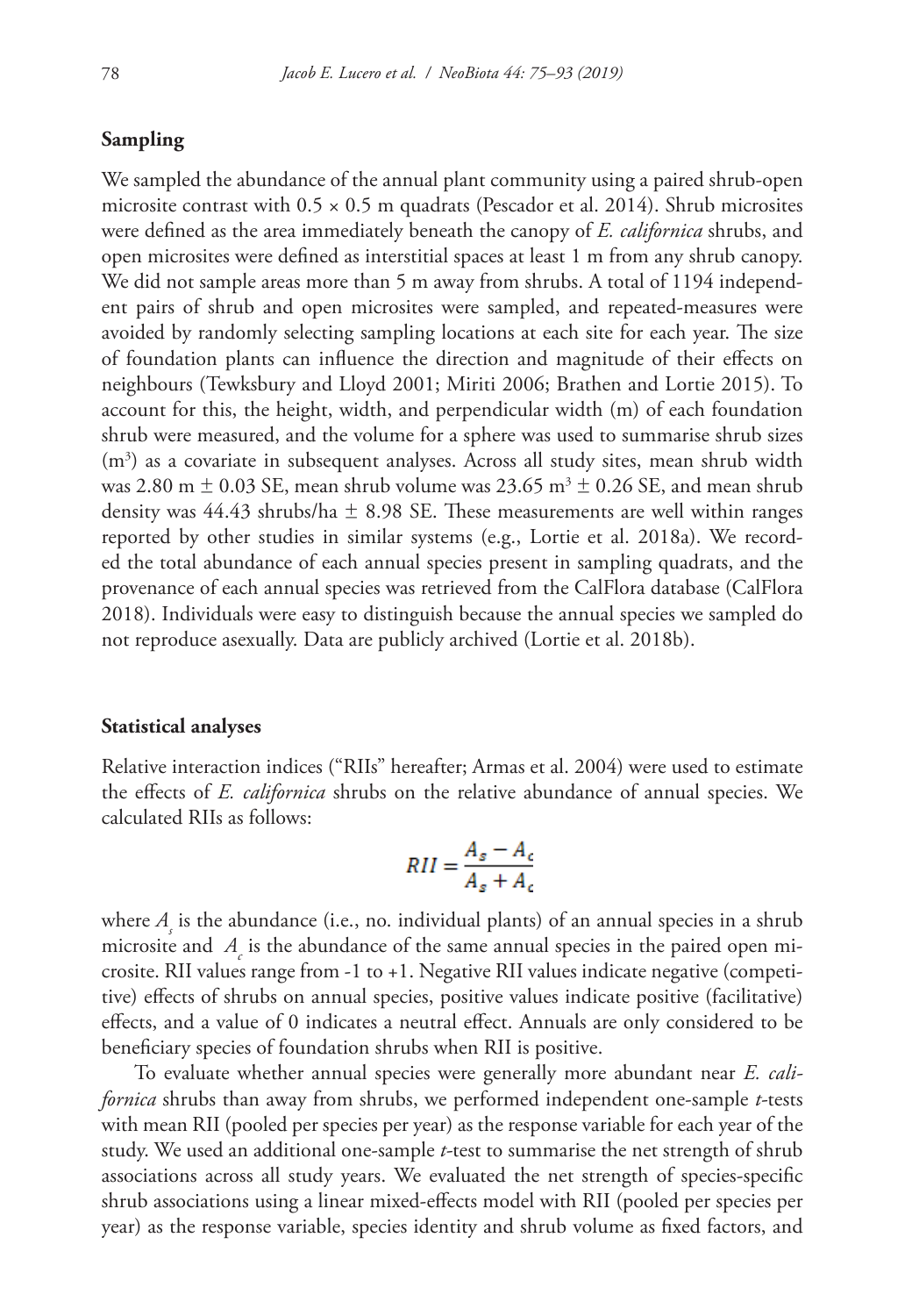### Sampling

We sampled the abundance of the annual plant community using a paired shrub-open microsite contrast with 0.5 × 0.5 m quadrats (Pescador et al. 2014). Shrub microsites were defined as the area immediately beneath the canopy of *E. californica* shrubs, and open microsites were defined as interstitial spaces at least 1 m from any shrub canopy. We did not sample areas more than 5 m away from shrubs. A total of 1194 independent pairs of shrub and open microsites were sampled, and repeated-measures were avoided by randomly selecting sampling locations at each site for each year. The size of foundation plants can influence the direction and magnitude of their effects on neighbours (Tewksbury and Lloyd 2001; Miriti 2006; Brathen and Lortie 2015). To account for this, the height, width, and perpendicular width (m) of each foundation shrub were measured, and the volume for a sphere was used to summarise shrub sizes ($m^3$) as a covariate in subsequent analyses. Across all study sites, mean shrub width was 2.80 m ± 0.03 SE, mean shrub volume was 23.65 $m^3$ ± 0.26 SE, and mean shrub density was 44.43 shrubs/ha ± 8.98 SE. These measurements are well within ranges reported by other studies in similar systems (e.g., Lortie et al. 2018a). We recorded the total abundance of each annual species present in sampling quadrats, and the provenance of each annual species was retrieved from the CalFlora database (CalFlora 2018). Individuals were easy to distinguish because the annual species we sampled do not reproduce asexually. Data are publicly archived (Lortie et al. 2018b).

### Statistical analyses

Relative interaction indices ("RIIs" hereafter; Armas et al. 2004) were used to estimate the effects of *E. californica* shrubs on the relative abundance of annual species. We calculated RIIs as follows:

$$RII = \frac{A_s - A_c}{A_s + A_c}$$

where $A_s$ is the abundance (i.e., no. individual plants) of an annual species in a shrub microsite and $A_c$ is the abundance of the same annual species in the paired open microsite. RII values range from -1 to +1. Negative RII values indicate negative (competitive) effects of shrubs on annual species, positive values indicate positive (facilitative) effects, and a value of 0 indicates a neutral effect. Annuals are only considered to be beneficiary species of foundation shrubs when RII is positive.

To evaluate whether annual species were generally more abundant near *E. californica* shrubs than away from shrubs, we performed independent one-sample *t*-tests with mean RII (pooled per species per year) as the response variable for each year of the study. We used an additional one-sample *t*-test to summarise the net strength of shrub associations across all study years. We evaluated the net strength of species-specific shrub associations using a linear mixed-effects model with RII (pooled per species per year) as the response variable, species identity and shrub volume as fixed factors, and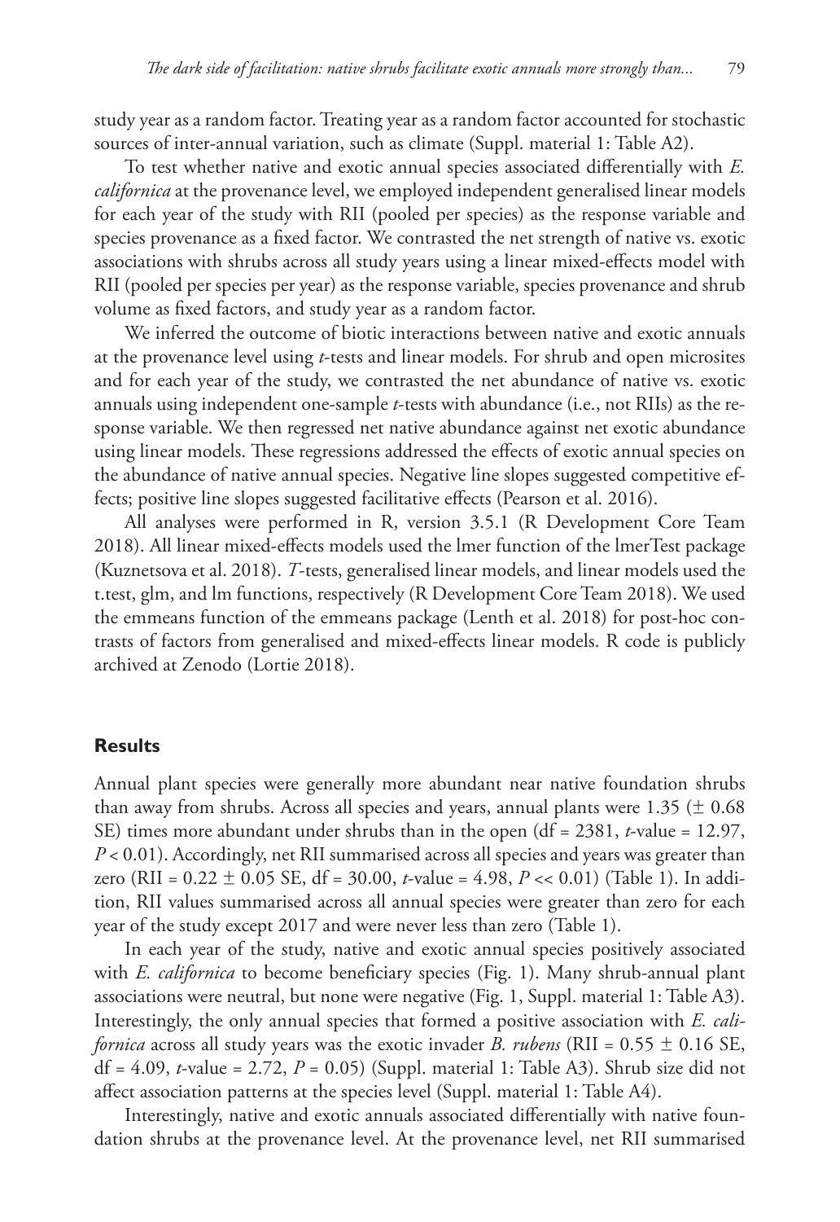study year as a random factor. Treating year as a random factor accounted for stochastic sources of inter-annual variation, such as climate (Suppl. material 1: Table A2).

To test whether native and exotic annual species associated differentially with *E. californica* at the provenance level, we employed independent generalised linear models for each year of the study with RII (pooled per species) as the response variable and species provenance as a fixed factor. We contrasted the net strength of native vs. exotic associations with shrubs across all study years using a linear mixed-effects model with RII (pooled per species per year) as the response variable, species provenance and shrub volume as fixed factors, and study year as a random factor.

We inferred the outcome of biotic interactions between native and exotic annuals at the provenance level using *t*-tests and linear models. For shrub and open microsites and for each year of the study, we contrasted the net abundance of native vs. exotic annuals using independent one-sample *t*-tests with abundance (i.e., not RIIs) as the response variable. We then regressed net native abundance against net exotic abundance using linear models. These regressions addressed the effects of exotic annual species on the abundance of native annual species. Negative line slopes suggested competitive effects; positive line slopes suggested facilitative effects (Pearson et al. 2016).

All analyses were performed in R, version 3.5.1 (R Development Core Team 2018). All linear mixed-effects models used the lmer function of the lmerTest package (Kuznetsova et al. 2018). *T*-tests, generalised linear models, and linear models used the t.test, glm, and lm functions, respectively (R Development Core Team 2018). We used the emmeans function of the emmeans package (Lenth et al. 2018) for post-hoc contrasts of factors from generalised and mixed-effects linear models. R code is publicly archived at Zenodo (Lortie 2018).

## Results

Annual plant species were generally more abundant near native foundation shrubs than away from shrubs. Across all species and years, annual plants were 1.35 ($\pm$ 0.68 SE) times more abundant under shrubs than in the open (df = 2381, *t*-value = 12.97, $P < 0.01$). Accordingly, net RII summarised across all species and years was greater than zero (RII = 0.22 $\pm$ 0.05 SE, df = 30.00, *t*-value = 4.98, $P << 0.01$) (Table 1). In addition, RII values summarised across all annual species were greater than zero for each year of the study except 2017 and were never less than zero (Table 1).

In each year of the study, native and exotic annual species positively associated with *E. californica* to become beneficiary species (Fig. 1). Many shrub-annual plant associations were neutral, but none were negative (Fig. 1, Suppl. material 1: Table A3). Interestingly, the only annual species that formed a positive association with *E. californica* across all study years was the exotic invader *B. rubens* (RII = 0.55 $\pm$ 0.16 SE, df = 4.09, *t*-value = 2.72, $P = 0.05$) (Suppl. material 1: Table A3). Shrub size did not affect association patterns at the species level (Suppl. material 1: Table A4).

Interestingly, native and exotic annuals associated differentially with native foundation shrubs at the provenance level. At the provenance level, net RII summarised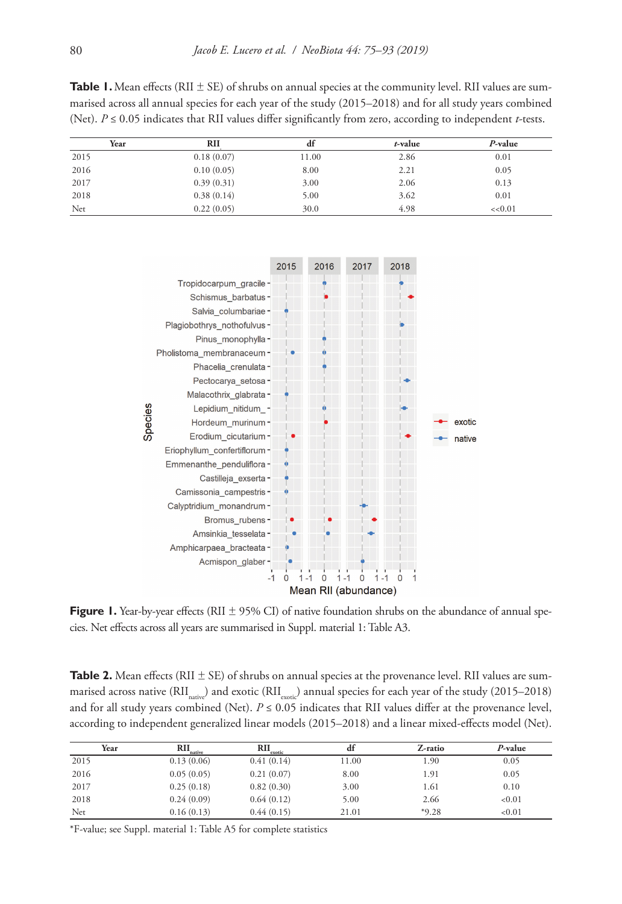**Table 1.** Mean effects (RII ± SE) of shrubs on annual species at the community level. RII values are summarised across all annual species for each year of the study (2015–2018) and for all study years combined (Net). $P \leq 0.05$ indicates that RII values differ significantly from zero, according to independent *t*-tests.

| Year | RII | df | *t*-value | *P*-value |
|---|---|---|---|---|
| 2015 | 0.18 (0.07) | 11.00 | 2.86 | 0.01 |
| 2016 | 0.10 (0.05) | 8.00 | 2.21 | 0.05 |
| 2017 | 0.39 (0.31) | 3.00 | 2.06 | 0.13 |
| 2018 | 0.38 (0.14) | 5.00 | 3.62 | 0.01 |
| Net | 0.22 (0.05) | 30.0 | 4.98 | <<0.01 |

2015
2016
2017
2018
Tropidocarpum_gracile
Schismus_barbatus
Salvia_columbariae
Plagiobothrys_nothofulvus
Pinus_monophylla
Pholistoma_membranaceum
Phacelia_crenulata
Pectocarya_setosa
Malacothrix_glabrata
Lepidium_nitidum_
Hordeum_murinum
Erodium_cicutarium
Eriophyllum_confertiflorum
Emmenanthe_penduliflora
Castilleja_exserta
Camissonia_campestris
Calyptridium_monandrum
Bromus_rubens
Amsinkia_tesselata
Amphicarpaea_bracteata
Acmispon_glaber
Species
exotic
native
-1 0 1 -1 0 1 -1 0 1 -1 0 1
Mean RII (abundance)

**Figure 1.** Year-by-year effects (RII ± 95% CI) of native foundation shrubs on the abundance of annual species. Net effects across all years are summarised in Suppl. material 1: Table A3.

**Table 2.** Mean effects (RII ± SE) of shrubs on annual species at the provenance level. RII values are summarised across native ($RII_{native}$) and exotic ($RII_{exotic}$) annual species for each year of the study (2015–2018) and for all study years combined (Net). $P \leq 0.05$ indicates that RII values differ at the provenance level, according to independent generalized linear models (2015–2018) and a linear mixed-effects model (Net).

| Year | $RII_{native}$ | $RII_{exotic}$ | df | Z-ratio | *P*-value |
|---|---|---|---|---|---|
| 2015 | 0.13 (0.06) | 0.41 (0.14) | 11.00 | 1.90 | 0.05 |
| 2016 | 0.05 (0.05) | 0.21 (0.07) | 8.00 | 1.91 | 0.05 |
| 2017 | 0.25 (0.18) | 0.82 (0.30) | 3.00 | 1.61 | 0.10 |
| 2018 | 0.24 (0.09) | 0.64 (0.12) | 5.00 | 2.66 | <0.01 |
| Net | 0.16 (0.13) | 0.44 (0.15) | 21.01 | *9.28 | <0.01 |

*F-value; see Suppl. material 1: Table A5 for complete statistics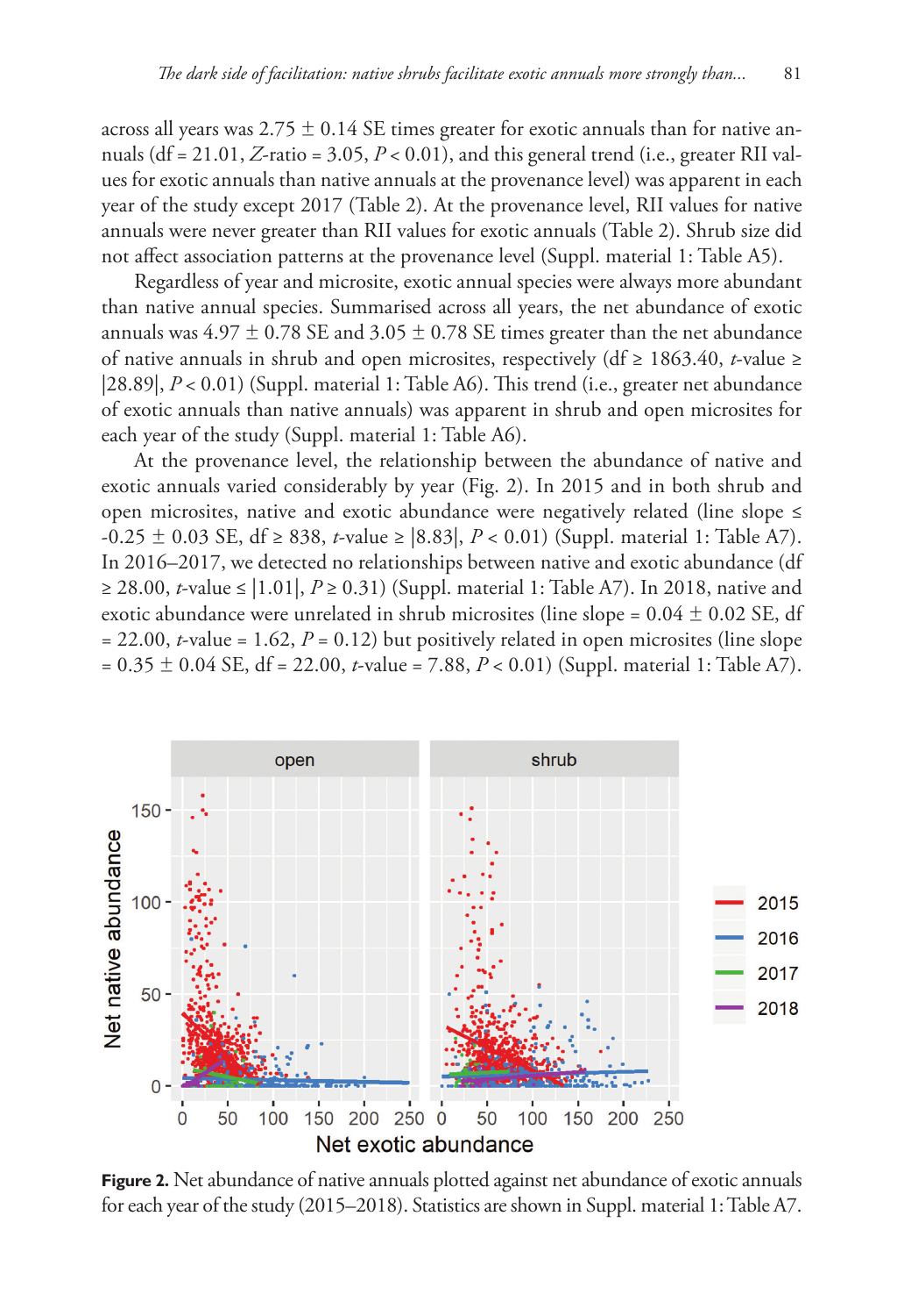across all years was 2.75 ± 0.14 SE times greater for exotic annuals than for native annuals (df = 21.01, *Z*-ratio = 3.05, $P < 0.01$), and this general trend (i.e., greater RII values for exotic annuals than native annuals at the provenance level) was apparent in each year of the study except 2017 (Table 2). At the provenance level, RII values for native annuals were never greater than RII values for exotic annuals (Table 2). Shrub size did not affect association patterns at the provenance level (Suppl. material 1: Table A5).

Regardless of year and microsite, exotic annual species were always more abundant than native annual species. Summarised across all years, the net abundance of exotic annuals was 4.97 ± 0.78 SE and 3.05 ± 0.78 SE times greater than the net abundance of native annuals in shrub and open microsites, respectively (df ≥ 1863.40, *t*-value ≥ |28.89|, $P < 0.01$) (Suppl. material 1: Table A6). This trend (i.e., greater net abundance of exotic annuals than native annuals) was apparent in shrub and open microsites for each year of the study (Suppl. material 1: Table A6).

At the provenance level, the relationship between the abundance of native and exotic annuals varied considerably by year (Fig. 2). In 2015 and in both shrub and open microsites, native and exotic abundance were negatively related (line slope ≤ -0.25 ± 0.03 SE, df ≥ 838, *t*-value ≥ |8.83|, $P < 0.01$) (Suppl. material 1: Table A7). In 2016–2017, we detected no relationships between native and exotic abundance (df ≥ 28.00, *t*-value ≤ |1.01|, $P ≥ 0.31$) (Suppl. material 1: Table A7). In 2018, native and exotic abundance were unrelated in shrub microsites (line slope = 0.04 ± 0.02 SE, df = 22.00, *t*-value = 1.62, $P = 0.12$) but positively related in open microsites (line slope = 0.35 ± 0.04 SE, df = 22.00, *t*-value = 7.88, $P < 0.01$) (Suppl. material 1: Table A7).

open
shrub
Net native abundance
150
100
50
0
0 50 100 150 200 250
Net exotic abundance
2015
2016
2017
2018

**Figure 2.** Net abundance of native annuals plotted against net abundance of exotic annuals for each year of the study (2015–2018). Statistics are shown in Suppl. material 1: Table A7.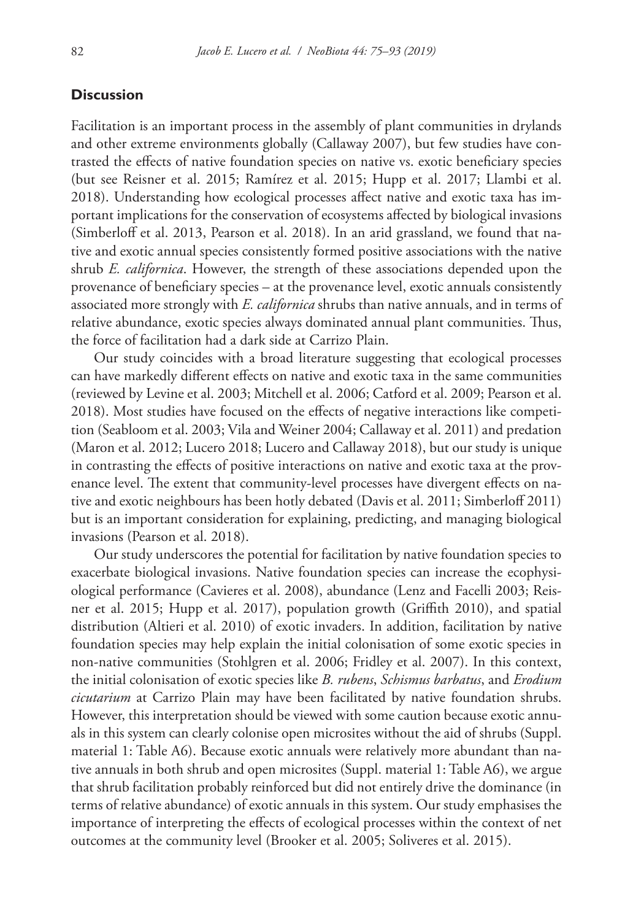## Discussion

Facilitation is an important process in the assembly of plant communities in drylands and other extreme environments globally (Callaway 2007), but few studies have contrasted the effects of native foundation species on native vs. exotic beneficiary species (but see Reisner et al. 2015; Ramírez et al. 2015; Hupp et al. 2017; Llambi et al. 2018). Understanding how ecological processes affect native and exotic taxa has important implications for the conservation of ecosystems affected by biological invasions (Simberloff et al. 2013, Pearson et al. 2018). In an arid grassland, we found that native and exotic annual species consistently formed positive associations with the native shrub *E. californica*. However, the strength of these associations depended upon the provenance of beneficiary species – at the provenance level, exotic annuals consistently associated more strongly with *E. californica* shrubs than native annuals, and in terms of relative abundance, exotic species always dominated annual plant communities. Thus, the force of facilitation had a dark side at Carrizo Plain.

Our study coincides with a broad literature suggesting that ecological processes can have markedly different effects on native and exotic taxa in the same communities (reviewed by Levine et al. 2003; Mitchell et al. 2006; Catford et al. 2009; Pearson et al. 2018). Most studies have focused on the effects of negative interactions like competition (Seabloom et al. 2003; Vila and Weiner 2004; Callaway et al. 2011) and predation (Maron et al. 2012; Lucero 2018; Lucero and Callaway 2018), but our study is unique in contrasting the effects of positive interactions on native and exotic taxa at the provenance level. The extent that community-level processes have divergent effects on native and exotic neighbours has been hotly debated (Davis et al. 2011; Simberloff 2011) but is an important consideration for explaining, predicting, and managing biological invasions (Pearson et al. 2018).

Our study underscores the potential for facilitation by native foundation species to exacerbate biological invasions. Native foundation species can increase the ecophysiological performance (Cavieres et al. 2008), abundance (Lenz and Facelli 2003; Reisner et al. 2015; Hupp et al. 2017), population growth (Griffith 2010), and spatial distribution (Altieri et al. 2010) of exotic invaders. In addition, facilitation by native foundation species may help explain the initial colonisation of some exotic species in non-native communities (Stohlgren et al. 2006; Fridley et al. 2007). In this context, the initial colonisation of exotic species like *B. rubens*, *Schismus barbatus*, and *Erodium cicutarium* at Carrizo Plain may have been facilitated by native foundation shrubs. However, this interpretation should be viewed with some caution because exotic annuals in this system can clearly colonise open microsites without the aid of shrubs (Suppl. material 1: Table A6). Because exotic annuals were relatively more abundant than native annuals in both shrub and open microsites (Suppl. material 1: Table A6), we argue that shrub facilitation probably reinforced but did not entirely drive the dominance (in terms of relative abundance) of exotic annuals in this system. Our study emphasises the importance of interpreting the effects of ecological processes within the context of net outcomes at the community level (Brooker et al. 2005; Soliveres et al. 2015).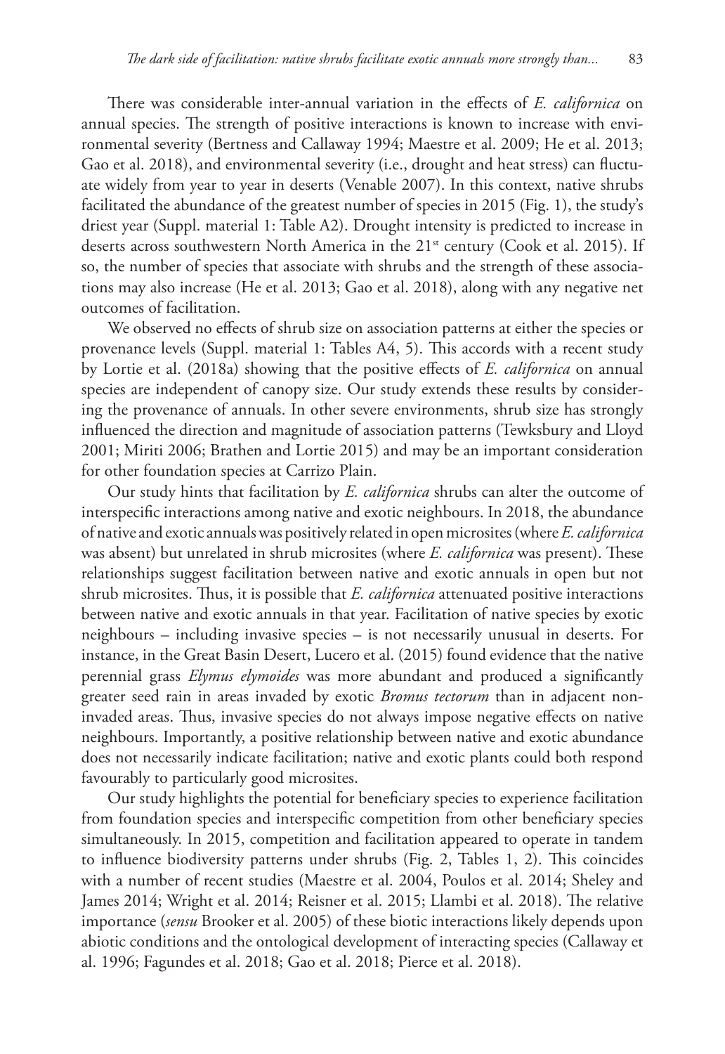There was considerable inter-annual variation in the effects of *E. californica* on annual species. The strength of positive interactions is known to increase with environmental severity (Bertness and Callaway 1994; Maestre et al. 2009; He et al. 2013; Gao et al. 2018), and environmental severity (i.e., drought and heat stress) can fluctuate widely from year to year in deserts (Venable 2007). In this context, native shrubs facilitated the abundance of the greatest number of species in 2015 (Fig. 1), the study's driest year (Suppl. material 1: Table A2). Drought intensity is predicted to increase in deserts across southwestern North America in the 21st century (Cook et al. 2015). If so, the number of species that associate with shrubs and the strength of these associations may also increase (He et al. 2013; Gao et al. 2018), along with any negative net outcomes of facilitation.

We observed no effects of shrub size on association patterns at either the species or provenance levels (Suppl. material 1: Tables A4, 5). This accords with a recent study by Lortie et al. (2018a) showing that the positive effects of *E. californica* on annual species are independent of canopy size. Our study extends these results by considering the provenance of annuals. In other severe environments, shrub size has strongly influenced the direction and magnitude of association patterns (Tewksbury and Lloyd 2001; Miriti 2006; Brathen and Lortie 2015) and may be an important consideration for other foundation species at Carrizo Plain.

Our study hints that facilitation by *E. californica* shrubs can alter the outcome of interspecific interactions among native and exotic neighbours. In 2018, the abundance of native and exotic annuals was positively related in open microsites (where *E. californica* was absent) but unrelated in shrub microsites (where *E. californica* was present). These relationships suggest facilitation between native and exotic annuals in open but not shrub microsites. Thus, it is possible that *E. californica* attenuated positive interactions between native and exotic annuals in that year. Facilitation of native species by exotic neighbours – including invasive species – is not necessarily unusual in deserts. For instance, in the Great Basin Desert, Lucero et al. (2015) found evidence that the native perennial grass *Elymus elymoides* was more abundant and produced a significantly greater seed rain in areas invaded by exotic *Bromus tectorum* than in adjacent non-invaded areas. Thus, invasive species do not always impose negative effects on native neighbours. Importantly, a positive relationship between native and exotic abundance does not necessarily indicate facilitation; native and exotic plants could both respond favourably to particularly good microsites.

Our study highlights the potential for beneficiary species to experience facilitation from foundation species and interspecific competition from other beneficiary species simultaneously. In 2015, competition and facilitation appeared to operate in tandem to influence biodiversity patterns under shrubs (Fig. 2, Tables 1, 2). This coincides with a number of recent studies (Maestre et al. 2004, Poulos et al. 2014; Sheley and James 2014; Wright et al. 2014; Reisner et al. 2015; Llambi et al. 2018). The relative importance (*sensu* Brooker et al. 2005) of these biotic interactions likely depends upon abiotic conditions and the ontological development of interacting species (Callaway et al. 1996; Fagundes et al. 2018; Gao et al. 2018; Pierce et al. 2018).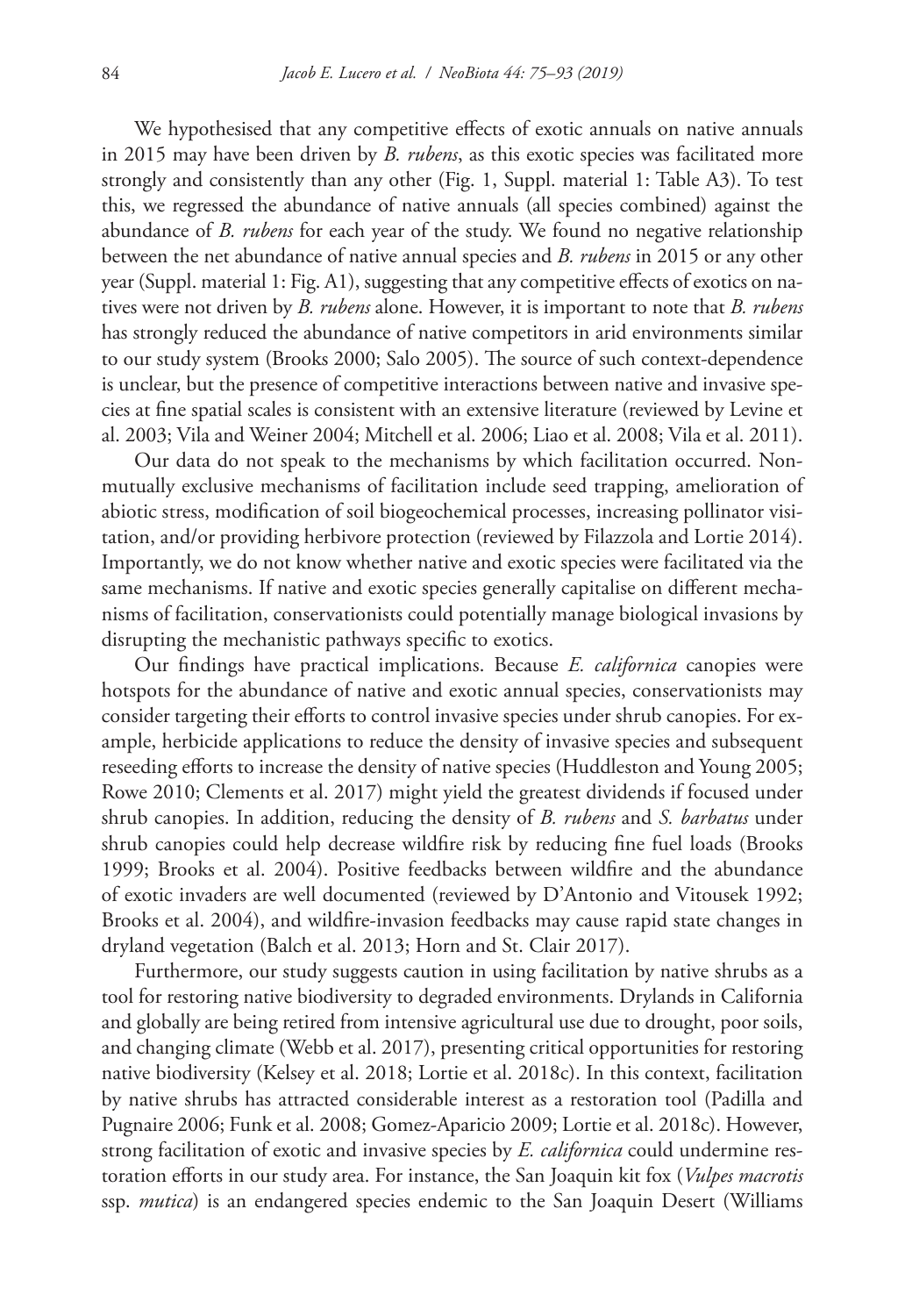We hypothesised that any competitive effects of exotic annuals on native annuals in 2015 may have been driven by *B. rubens*, as this exotic species was facilitated more strongly and consistently than any other (Fig. 1, Suppl. material 1: Table A3). To test this, we regressed the abundance of native annuals (all species combined) against the abundance of *B. rubens* for each year of the study. We found no negative relationship between the net abundance of native annual species and *B. rubens* in 2015 or any other year (Suppl. material 1: Fig. A1), suggesting that any competitive effects of exotics on natives were not driven by *B. rubens* alone. However, it is important to note that *B. rubens* has strongly reduced the abundance of native competitors in arid environments similar to our study system (Brooks 2000; Salo 2005). The source of such context-dependence is unclear, but the presence of competitive interactions between native and invasive species at fine spatial scales is consistent with an extensive literature (reviewed by Levine et al. 2003; Vila and Weiner 2004; Mitchell et al. 2006; Liao et al. 2008; Vila et al. 2011).

Our data do not speak to the mechanisms by which facilitation occurred. Non-mutually exclusive mechanisms of facilitation include seed trapping, amelioration of abiotic stress, modification of soil biogeochemical processes, increasing pollinator visitation, and/or providing herbivore protection (reviewed by Filazzola and Lortie 2014). Importantly, we do not know whether native and exotic species were facilitated via the same mechanisms. If native and exotic species generally capitalise on different mechanisms of facilitation, conservationists could potentially manage biological invasions by disrupting the mechanistic pathways specific to exotics.

Our findings have practical implications. Because *E. californica* canopies were hotspots for the abundance of native and exotic annual species, conservationists may consider targeting their efforts to control invasive species under shrub canopies. For example, herbicide applications to reduce the density of invasive species and subsequent reseeding efforts to increase the density of native species (Huddleston and Young 2005; Rowe 2010; Clements et al. 2017) might yield the greatest dividends if focused under shrub canopies. In addition, reducing the density of *B. rubens* and *S. barbatus* under shrub canopies could help decrease wildfire risk by reducing fine fuel loads (Brooks 1999; Brooks et al. 2004). Positive feedbacks between wildfire and the abundance of exotic invaders are well documented (reviewed by D'Antonio and Vitousek 1992; Brooks et al. 2004), and wildfire-invasion feedbacks may cause rapid state changes in dryland vegetation (Balch et al. 2013; Horn and St. Clair 2017).

Furthermore, our study suggests caution in using facilitation by native shrubs as a tool for restoring native biodiversity to degraded environments. Drylands in California and globally are being retired from intensive agricultural use due to drought, poor soils, and changing climate (Webb et al. 2017), presenting critical opportunities for restoring native biodiversity (Kelsey et al. 2018; Lortie et al. 2018c). In this context, facilitation by native shrubs has attracted considerable interest as a restoration tool (Padilla and Pugnaire 2006; Funk et al. 2008; Gomez-Aparicio 2009; Lortie et al. 2018c). However, strong facilitation of exotic and invasive species by *E. californica* could undermine restoration efforts in our study area. For instance, the San Joaquin kit fox (*Vulpes macrotis* ssp. *mutica*) is an endangered species endemic to the San Joaquin Desert (Williams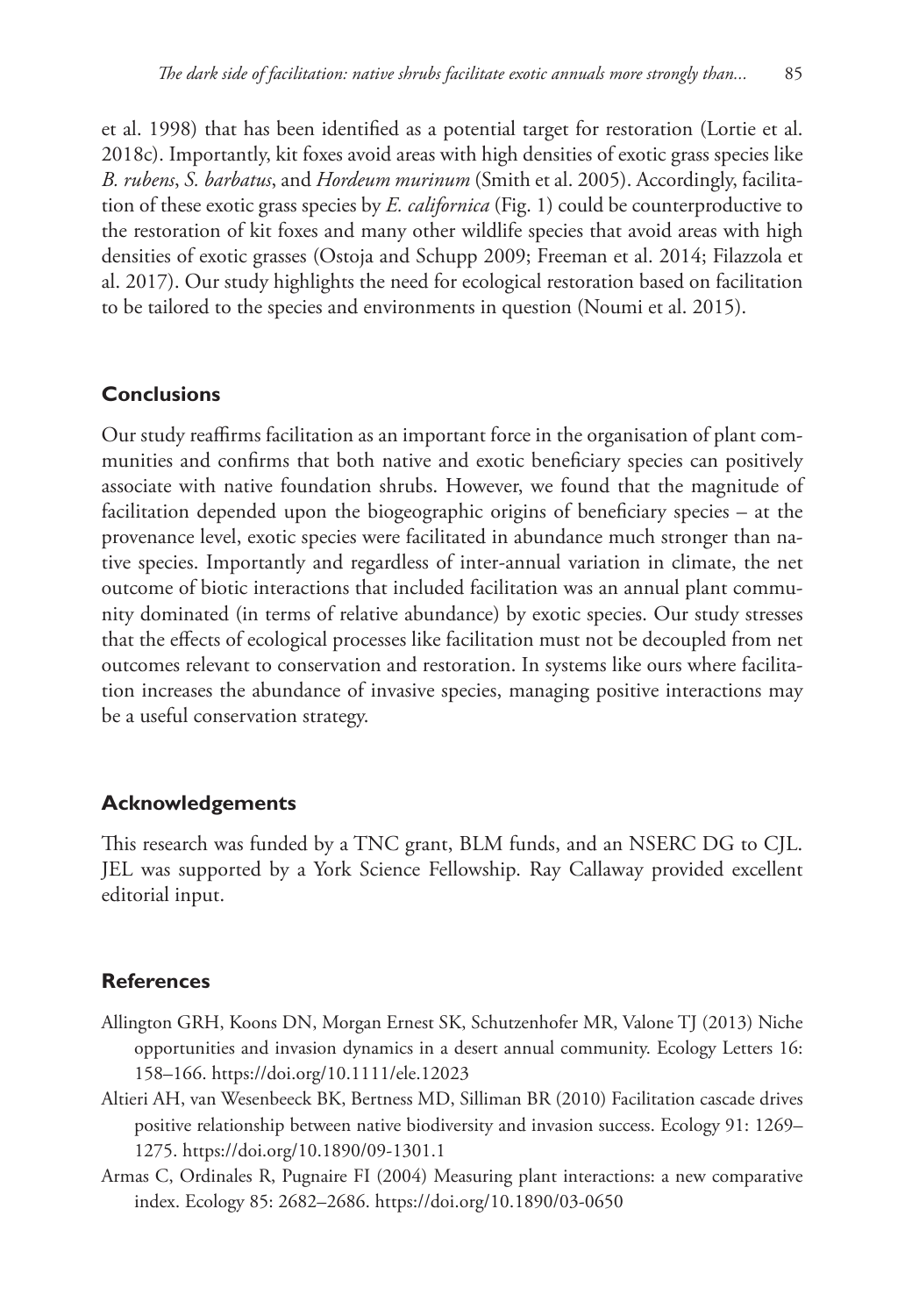et al. 1998) that has been identified as a potential target for restoration (Lortie et al. 2018c). Importantly, kit foxes avoid areas with high densities of exotic grass species like *B. rubens*, *S. barbatus*, and *Hordeum murinum* (Smith et al. 2005). Accordingly, facilitation of these exotic grass species by *E. californica* (Fig. 1) could be counterproductive to the restoration of kit foxes and many other wildlife species that avoid areas with high densities of exotic grasses (Ostoja and Schupp 2009; Freeman et al. 2014; Filazzola et al. 2017). Our study highlights the need for ecological restoration based on facilitation to be tailored to the species and environments in question (Noumi et al. 2015).

## Conclusions

Our study reaffirms facilitation as an important force in the organisation of plant communities and confirms that both native and exotic beneficiary species can positively associate with native foundation shrubs. However, we found that the magnitude of facilitation depended upon the biogeographic origins of beneficiary species – at the provenance level, exotic species were facilitated in abundance much stronger than native species. Importantly and regardless of inter-annual variation in climate, the net outcome of biotic interactions that included facilitation was an annual plant community dominated (in terms of relative abundance) by exotic species. Our study stresses that the effects of ecological processes like facilitation must not be decoupled from net outcomes relevant to conservation and restoration. In systems like ours where facilitation increases the abundance of invasive species, managing positive interactions may be a useful conservation strategy.

## Acknowledgements

This research was funded by a TNC grant, BLM funds, and an NSERC DG to CJL. JEL was supported by a York Science Fellowship. Ray Callaway provided excellent editorial input.

## References

Allington GRH, Koons DN, Morgan Ernest SK, Schutzenhofer MR, Valone TJ (2013) Niche opportunities and invasion dynamics in a desert annual community. Ecology Letters 16: 158–166. https://doi.org/10.1111/ele.12023

Altieri AH, van Wesenbeeck BK, Bertness MD, Silliman BR (2010) Facilitation cascade drives positive relationship between native biodiversity and invasion success. Ecology 91: 1269–1275. https://doi.org/10.1890/09-1301.1

Armas C, Ordinales R, Pugnaire FI (2004) Measuring plant interactions: a new comparative index. Ecology 85: 2682–2686. https://doi.org/10.1890/03-0650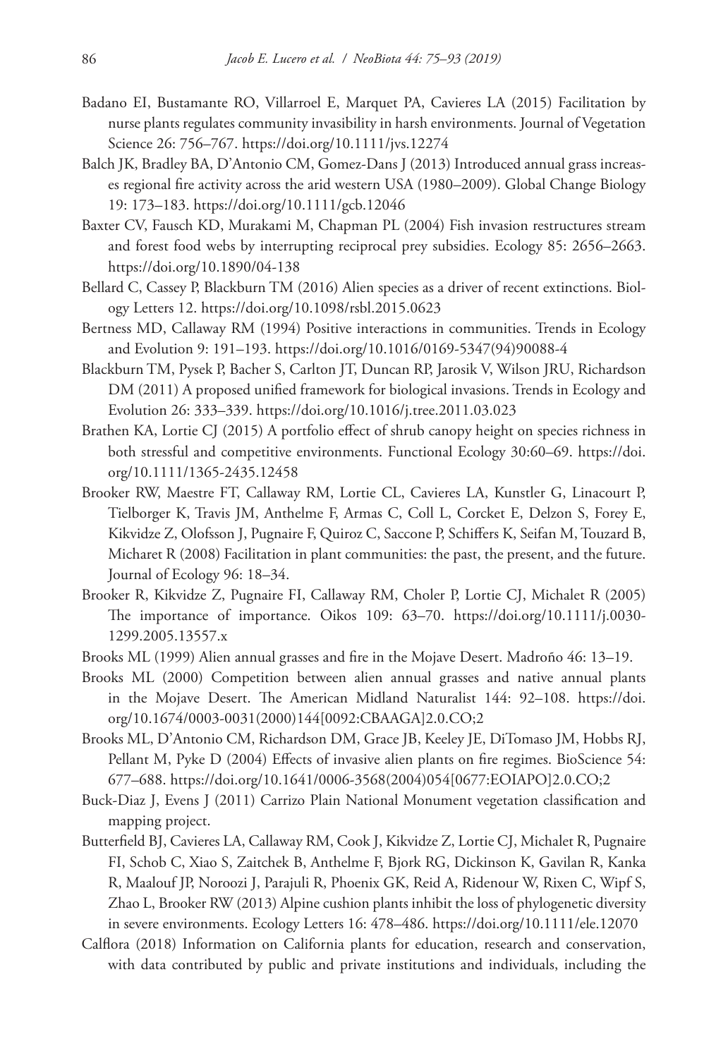Badano EI, Bustamante RO, Villarroel E, Marquet PA, Cavieres LA (2015) Facilitation by nurse plants regulates community invasibility in harsh environments. Journal of Vegetation Science 26: 756–767. https://doi.org/10.1111/jvs.12274

Balch JK, Bradley BA, D'Antonio CM, Gomez-Dans J (2013) Introduced annual grass increases regional fire activity across the arid western USA (1980–2009). Global Change Biology 19: 173–183. https://doi.org/10.1111/gcb.12046

Baxter CV, Fausch KD, Murakami M, Chapman PL (2004) Fish invasion restructures stream and forest food webs by interrupting reciprocal prey subsidies. Ecology 85: 2656–2663. https://doi.org/10.1890/04-138

Bellard C, Cassey P, Blackburn TM (2016) Alien species as a driver of recent extinctions. Biology Letters 12. https://doi.org/10.1098/rsbl.2015.0623

Bertness MD, Callaway RM (1994) Positive interactions in communities. Trends in Ecology and Evolution 9: 191–193. https://doi.org/10.1016/0169-5347(94)90088-4

Blackburn TM, Pysek P, Bacher S, Carlton JT, Duncan RP, Jarosik V, Wilson JRU, Richardson DM (2011) A proposed unified framework for biological invasions. Trends in Ecology and Evolution 26: 333–339. https://doi.org/10.1016/j.tree.2011.03.023

Brathen KA, Lortie CJ (2015) A portfolio effect of shrub canopy height on species richness in both stressful and competitive environments. Functional Ecology 30:60–69. https://doi.org/10.1111/1365-2435.12458

Brooker RW, Maestre FT, Callaway RM, Lortie CL, Cavieres LA, Kunstler G, Linacourt P, Tielborger K, Travis JM, Anthelme F, Armas C, Coll L, Corcket E, Delzon S, Forey E, Kikvidze Z, Olofsson J, Pugnaire F, Quiroz C, Saccone P, Schiffers K, Seifan M, Touzard B, Micharet R (2008) Facilitation in plant communities: the past, the present, and the future. Journal of Ecology 96: 18–34.

Brooker R, Kikvidze Z, Pugnaire FI, Callaway RM, Choler P, Lortie CJ, Michalet R (2005) The importance of importance. Oikos 109: 63–70. https://doi.org/10.1111/j.0030-1299.2005.13557.x

Brooks ML (1999) Alien annual grasses and fire in the Mojave Desert. Madroño 46: 13–19.

Brooks ML (2000) Competition between alien annual grasses and native annual plants in the Mojave Desert. The American Midland Naturalist 144: 92–108. https://doi.org/10.1674/0003-0031(2000)144[0092:CBAAGA]2.0.CO;2

Brooks ML, D'Antonio CM, Richardson DM, Grace JB, Keeley JE, DiTomaso JM, Hobbs RJ, Pellant M, Pyke D (2004) Effects of invasive alien plants on fire regimes. BioScience 54: 677–688. https://doi.org/10.1641/0006-3568(2004)054[0677:EOIAPO]2.0.CO;2

Buck-Diaz J, Evens J (2011) Carrizo Plain National Monument vegetation classification and mapping project.

Butterfield BJ, Cavieres LA, Callaway RM, Cook J, Kikvidze Z, Lortie CJ, Michalet R, Pugnaire FI, Schob C, Xiao S, Zaitchek B, Anthelme F, Bjork RG, Dickinson K, Gavilan R, Kanka R, Maalouf JP, Noroozi J, Parajuli R, Phoenix GK, Reid A, Ridenour W, Rixen C, Wipf S, Zhao L, Brooker RW (2013) Alpine cushion plants inhibit the loss of phylogenetic diversity in severe environments. Ecology Letters 16: 478–486. https://doi.org/10.1111/ele.12070

Calflora (2018) Information on California plants for education, research and conservation, with data contributed by public and private institutions and individuals, including the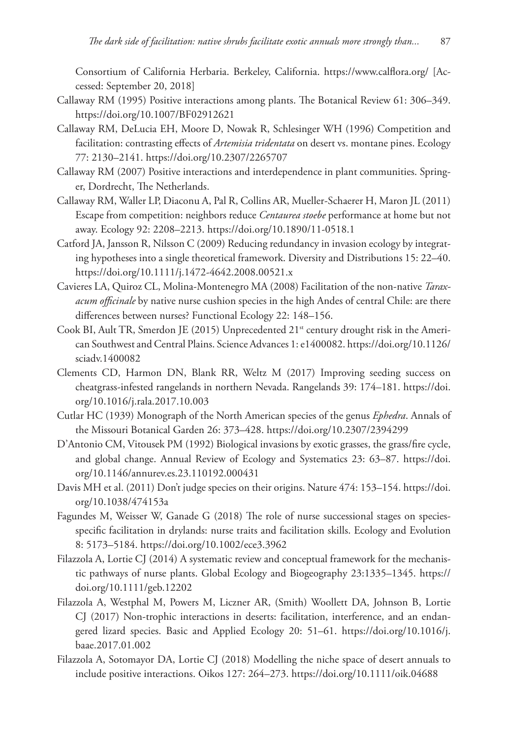Consortium of California Herbaria. Berkeley, California. https://www.calflora.org/ [Accessed: September 20, 2018]

Callaway RM (1995) Positive interactions among plants. The Botanical Review 61: 306–349. https://doi.org/10.1007/BF02912621

Callaway RM, DeLucia EH, Moore D, Nowak R, Schlesinger WH (1996) Competition and facilitation: contrasting effects of *Artemisia tridentata* on desert vs. montane pines. Ecology 77: 2130–2141. https://doi.org/10.2307/2265707

Callaway RM (2007) Positive interactions and interdependence in plant communities. Springer, Dordrecht, The Netherlands.

Callaway RM, Waller LP, Diaconu A, Pal R, Collins AR, Mueller-Schaerer H, Maron JL (2011) Escape from competition: neighbors reduce *Centaurea stoebe* performance at home but not away. Ecology 92: 2208–2213. https://doi.org/10.1890/11-0518.1

Catford JA, Jansson R, Nilsson C (2009) Reducing redundancy in invasion ecology by integrating hypotheses into a single theoretical framework. Diversity and Distributions 15: 22–40. https://doi.org/10.1111/j.1472-4642.2008.00521.x

Cavieres LA, Quiroz CL, Molina-Montenegro MA (2008) Facilitation of the non-native *Taraxacum officinale* by native nurse cushion species in the high Andes of central Chile: are there differences between nurses? Functional Ecology 22: 148–156.

Cook BI, Ault TR, Smerdon JE (2015) Unprecedented 21st century drought risk in the American Southwest and Central Plains. Science Advances 1: e1400082. https://doi.org/10.1126/sciadv.1400082

Clements CD, Harmon DN, Blank RR, Weltz M (2017) Improving seeding success on cheatgrass-infested rangelands in northern Nevada. Rangelands 39: 174–181. https://doi.org/10.1016/j.rala.2017.10.003

Cutlar HC (1939) Monograph of the North American species of the genus *Ephedra*. Annals of the Missouri Botanical Garden 26: 373–428. https://doi.org/10.2307/2394299

D'Antonio CM, Vitousek PM (1992) Biological invasions by exotic grasses, the grass/fire cycle, and global change. Annual Review of Ecology and Systematics 23: 63–87. https://doi.org/10.1146/annurev.es.23.110192.000431

Davis MH et al. (2011) Don't judge species on their origins. Nature 474: 153–154. https://doi.org/10.1038/474153a

Fagundes M, Weisser W, Ganade G (2018) The role of nurse successional stages on species-specific facilitation in drylands: nurse traits and facilitation skills. Ecology and Evolution 8: 5173–5184. https://doi.org/10.1002/ece3.3962

Filazzola A, Lortie CJ (2014) A systematic review and conceptual framework for the mechanistic pathways of nurse plants. Global Ecology and Biogeography 23:1335–1345. https://doi.org/10.1111/geb.12202

Filazzola A, Westphal M, Powers M, Liczner AR, (Smith) Woollett DA, Johnson B, Lortie CJ (2017) Non-trophic interactions in deserts: facilitation, interference, and an endangered lizard species. Basic and Applied Ecology 20: 51–61. https://doi.org/10.1016/j.baae.2017.01.002

Filazzola A, Sotomayor DA, Lortie CJ (2018) Modelling the niche space of desert annuals to include positive interactions. Oikos 127: 264–273. https://doi.org/10.1111/oik.04688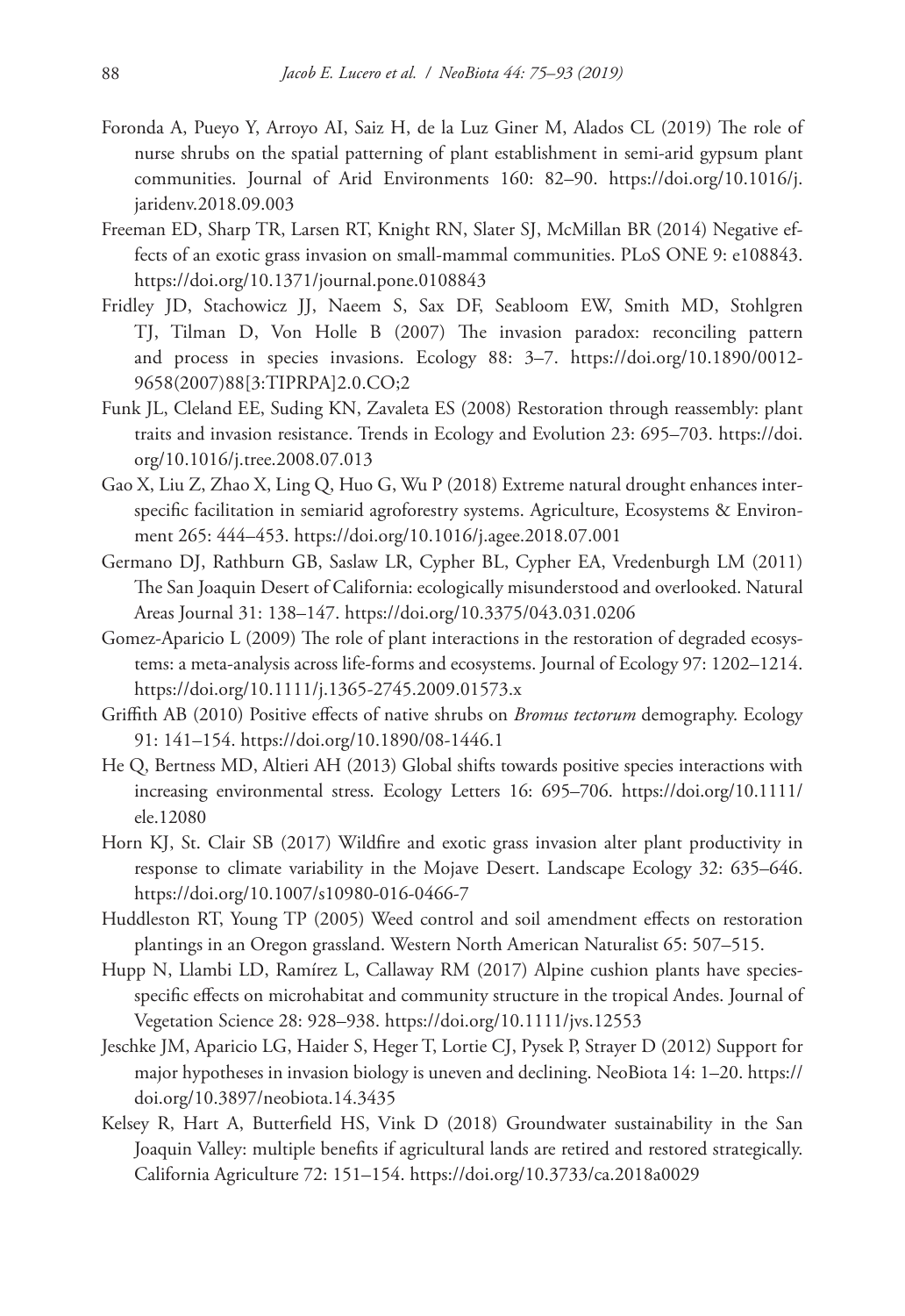Foronda A, Pueyo Y, Arroyo AI, Saiz H, de la Luz Giner M, Alados CL (2019) The role of nurse shrubs on the spatial patterning of plant establishment in semi-arid gypsum plant communities. Journal of Arid Environments 160: 82–90. https://doi.org/10.1016/j.jaridenv.2018.09.003

Freeman ED, Sharp TR, Larsen RT, Knight RN, Slater SJ, McMillan BR (2014) Negative effects of an exotic grass invasion on small-mammal communities. PLoS ONE 9: e108843. https://doi.org/10.1371/journal.pone.0108843

Fridley JD, Stachowicz JJ, Naeem S, Sax DF, Seabloom EW, Smith MD, Stohlgren TJ, Tilman D, Von Holle B (2007) The invasion paradox: reconciling pattern and process in species invasions. Ecology 88: 3–7. https://doi.org/10.1890/0012-9658(2007)88[3:TIPRPA]2.0.CO;2

Funk JL, Cleland EE, Suding KN, Zavaleta ES (2008) Restoration through reassembly: plant traits and invasion resistance. Trends in Ecology and Evolution 23: 695–703. https://doi.org/10.1016/j.tree.2008.07.013

Gao X, Liu Z, Zhao X, Ling Q, Huo G, Wu P (2018) Extreme natural drought enhances interspecific facilitation in semiarid agroforestry systems. Agriculture, Ecosystems & Environment 265: 444–453. https://doi.org/10.1016/j.agee.2018.07.001

Germano DJ, Rathburn GB, Saslaw LR, Cypher BL, Cypher EA, Vredenburgh LM (2011) The San Joaquin Desert of California: ecologically misunderstood and overlooked. Natural Areas Journal 31: 138–147. https://doi.org/10.3375/043.031.0206

Gomez-Aparicio L (2009) The role of plant interactions in the restoration of degraded ecosystems: a meta-analysis across life-forms and ecosystems. Journal of Ecology 97: 1202–1214. https://doi.org/10.1111/j.1365-2745.2009.01573.x

Griffith AB (2010) Positive effects of native shrubs on *Bromus tectorum* demography. Ecology 91: 141–154. https://doi.org/10.1890/08-1446.1

He Q, Bertness MD, Altieri AH (2013) Global shifts towards positive species interactions with increasing environmental stress. Ecology Letters 16: 695–706. https://doi.org/10.1111/ele.12080

Horn KJ, St. Clair SB (2017) Wildfire and exotic grass invasion alter plant productivity in response to climate variability in the Mojave Desert. Landscape Ecology 32: 635–646. https://doi.org/10.1007/s10980-016-0466-7

Huddleston RT, Young TP (2005) Weed control and soil amendment effects on restoration plantings in an Oregon grassland. Western North American Naturalist 65: 507–515.

Hupp N, Llambi LD, Ramírez L, Callaway RM (2017) Alpine cushion plants have species-specific effects on microhabitat and community structure in the tropical Andes. Journal of Vegetation Science 28: 928–938. https://doi.org/10.1111/jvs.12553

Jeschke JM, Aparicio LG, Haider S, Heger T, Lortie CJ, Pysek P, Strayer D (2012) Support for major hypotheses in invasion biology is uneven and declining. NeoBiota 14: 1–20. https://doi.org/10.3897/neobiota.14.3435

Kelsey R, Hart A, Butterfield HS, Vink D (2018) Groundwater sustainability in the San Joaquin Valley: multiple benefits if agricultural lands are retired and restored strategically. California Agriculture 72: 151–154. https://doi.org/10.3733/ca.2018a0029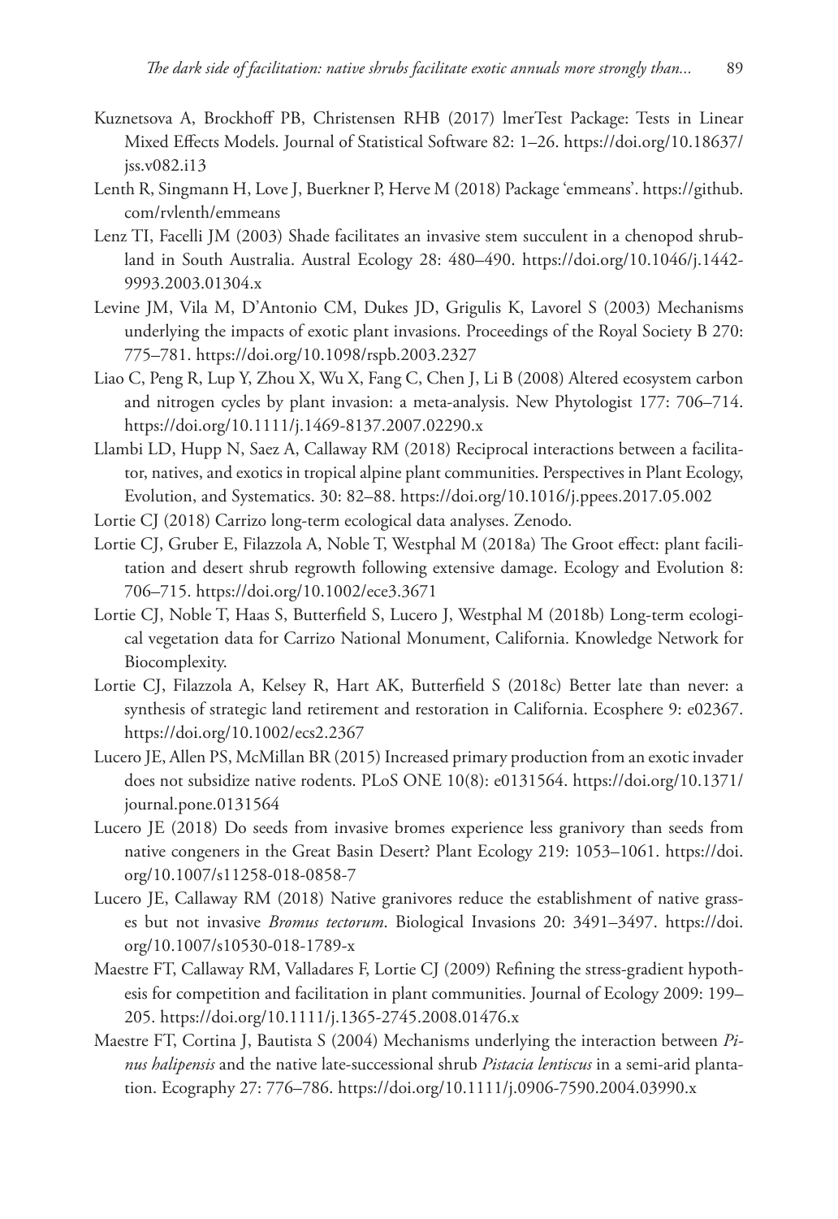Kuznetsova A, Brockhoff PB, Christensen RHB (2017) lmerTest Package: Tests in Linear Mixed Effects Models. Journal of Statistical Software 82: 1–26. https://doi.org/10.18637/jss.v082.i13

Lenth R, Singmann H, Love J, Buerkner P, Herve M (2018) Package 'emmeans'. https://github.com/rvlenth/emmeans

Lenz TI, Facelli JM (2003) Shade facilitates an invasive stem succulent in a chenopod shrubland in South Australia. Austral Ecology 28: 480–490. https://doi.org/10.1046/j.1442-9993.2003.01304.x

Levine JM, Vila M, D'Antonio CM, Dukes JD, Grigulis K, Lavorel S (2003) Mechanisms underlying the impacts of exotic plant invasions. Proceedings of the Royal Society B 270: 775–781. https://doi.org/10.1098/rspb.2003.2327

Liao C, Peng R, Lup Y, Zhou X, Wu X, Fang C, Chen J, Li B (2008) Altered ecosystem carbon and nitrogen cycles by plant invasion: a meta-analysis. New Phytologist 177: 706–714. https://doi.org/10.1111/j.1469-8137.2007.02290.x

Llambi LD, Hupp N, Saez A, Callaway RM (2018) Reciprocal interactions between a facilitator, natives, and exotics in tropical alpine plant communities. Perspectives in Plant Ecology, Evolution, and Systematics. 30: 82–88. https://doi.org/10.1016/j.ppees.2017.05.002

Lortie CJ (2018) Carrizo long-term ecological data analyses. Zenodo.

Lortie CJ, Gruber E, Filazzola A, Noble T, Westphal M (2018a) The Groot effect: plant facilitation and desert shrub regrowth following extensive damage. Ecology and Evolution 8: 706–715. https://doi.org/10.1002/ece3.3671

Lortie CJ, Noble T, Haas S, Butterfield S, Lucero J, Westphal M (2018b) Long-term ecological vegetation data for Carrizo National Monument, California. Knowledge Network for Biocomplexity.

Lortie CJ, Filazzola A, Kelsey R, Hart AK, Butterfield S (2018c) Better late than never: a synthesis of strategic land retirement and restoration in California. Ecosphere 9: e02367. https://doi.org/10.1002/ecs2.2367

Lucero JE, Allen PS, McMillan BR (2015) Increased primary production from an exotic invader does not subsidize native rodents. PLoS ONE 10(8): e0131564. https://doi.org/10.1371/journal.pone.0131564

Lucero JE (2018) Do seeds from invasive bromes experience less granivory than seeds from native congeners in the Great Basin Desert? Plant Ecology 219: 1053–1061. https://doi.org/10.1007/s11258-018-0858-7

Lucero JE, Callaway RM (2018) Native granivores reduce the establishment of native grasses but not invasive *Bromus tectorum*. Biological Invasions 20: 3491–3497. https://doi.org/10.1007/s10530-018-1789-x

Maestre FT, Callaway RM, Valladares F, Lortie CJ (2009) Refining the stress-gradient hypothesis for competition and facilitation in plant communities. Journal of Ecology 2009: 199–205. https://doi.org/10.1111/j.1365-2745.2008.01476.x

Maestre FT, Cortina J, Bautista S (2004) Mechanisms underlying the interaction between *Pinus halipensis* and the native late-successional shrub *Pistacia lentiscus* in a semi-arid plantation. Ecography 27: 776–786. https://doi.org/10.1111/j.0906-7590.2004.03990.x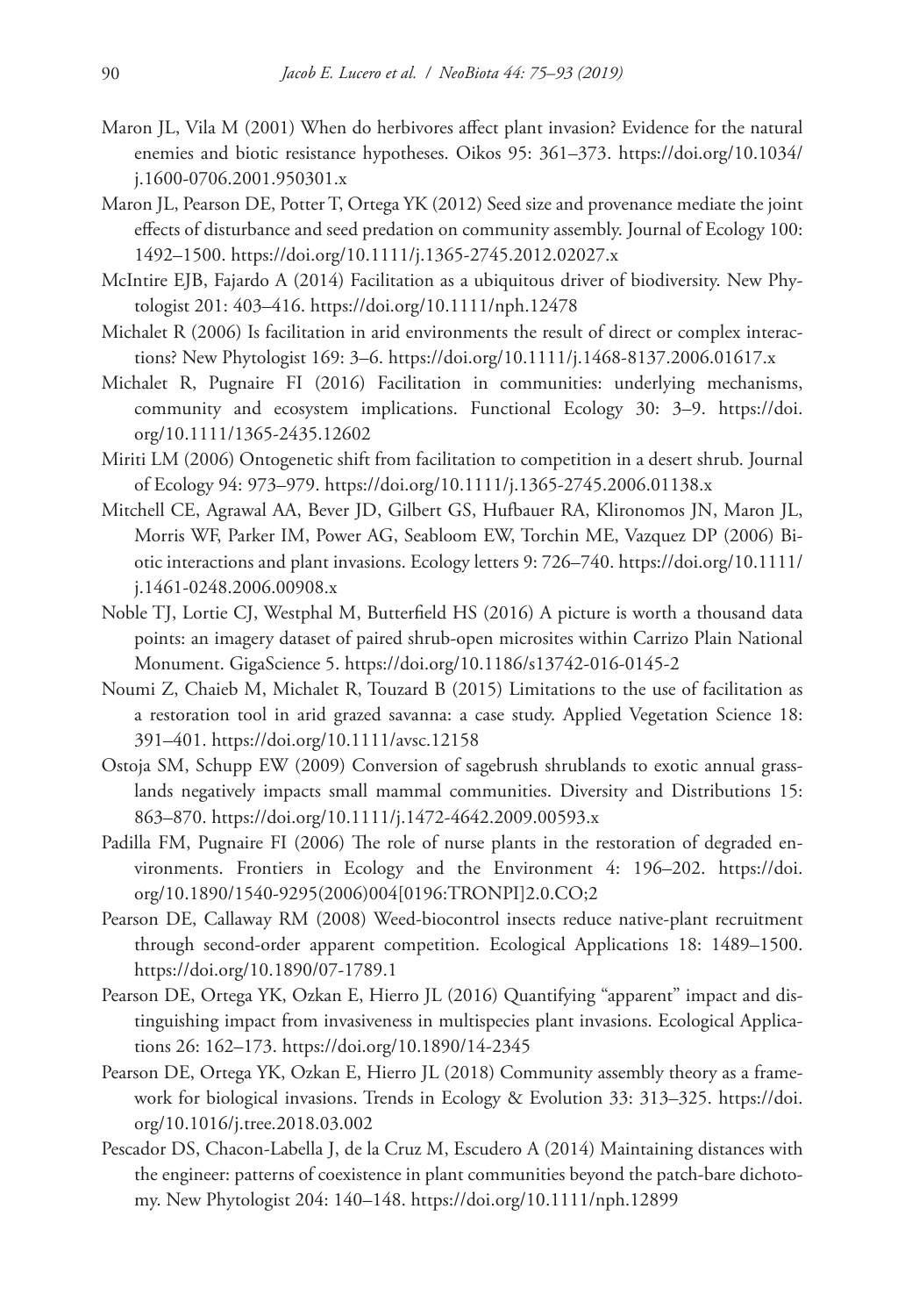Maron JL, Vila M (2001) When do herbivores affect plant invasion? Evidence for the natural enemies and biotic resistance hypotheses. Oikos 95: 361–373. https://doi.org/10.1034/j.1600-0706.2001.950301.x

Maron JL, Pearson DE, Potter T, Ortega YK (2012) Seed size and provenance mediate the joint effects of disturbance and seed predation on community assembly. Journal of Ecology 100: 1492–1500. https://doi.org/10.1111/j.1365-2745.2012.02027.x

McIntire EJB, Fajardo A (2014) Facilitation as a ubiquitous driver of biodiversity. New Phytologist 201: 403–416. https://doi.org/10.1111/nph.12478

Michalet R (2006) Is facilitation in arid environments the result of direct or complex interactions? New Phytologist 169: 3–6. https://doi.org/10.1111/j.1468-8137.2006.01617.x

Michalet R, Pugnaire FI (2016) Facilitation in communities: underlying mechanisms, community and ecosystem implications. Functional Ecology 30: 3–9. https://doi.org/10.1111/1365-2435.12602

Miriti LM (2006) Ontogenetic shift from facilitation to competition in a desert shrub. Journal of Ecology 94: 973–979. https://doi.org/10.1111/j.1365-2745.2006.01138.x

Mitchell CE, Agrawal AA, Bever JD, Gilbert GS, Hufbauer RA, Klironomos JN, Maron JL, Morris WF, Parker IM, Power AG, Seabloom EW, Torchin ME, Vazquez DP (2006) Biotic interactions and plant invasions. Ecology letters 9: 726–740. https://doi.org/10.1111/j.1461-0248.2006.00908.x

Noble TJ, Lortie CJ, Westphal M, Butterfield HS (2016) A picture is worth a thousand data points: an imagery dataset of paired shrub-open microsites within Carrizo Plain National Monument. GigaScience 5. https://doi.org/10.1186/s13742-016-0145-2

Noumi Z, Chaieb M, Michalet R, Touzard B (2015) Limitations to the use of facilitation as a restoration tool in arid grazed savanna: a case study. Applied Vegetation Science 18: 391–401. https://doi.org/10.1111/avsc.12158

Ostoja SM, Schupp EW (2009) Conversion of sagebrush shrublands to exotic annual grasslands negatively impacts small mammal communities. Diversity and Distributions 15: 863–870. https://doi.org/10.1111/j.1472-4642.2009.00593.x

Padilla FM, Pugnaire FI (2006) The role of nurse plants in the restoration of degraded environments. Frontiers in Ecology and the Environment 4: 196–202. https://doi.org/10.1890/1540-9295(2006)004[0196:TRONPI]2.0.CO;2

Pearson DE, Callaway RM (2008) Weed-biocontrol insects reduce native-plant recruitment through second-order apparent competition. Ecological Applications 18: 1489–1500. https://doi.org/10.1890/07-1789.1

Pearson DE, Ortega YK, Ozkan E, Hierro JL (2016) Quantifying "apparent" impact and distinguishing impact from invasiveness in multispecies plant invasions. Ecological Applications 26: 162–173. https://doi.org/10.1890/14-2345

Pearson DE, Ortega YK, Ozkan E, Hierro JL (2018) Community assembly theory as a framework for biological invasions. Trends in Ecology & Evolution 33: 313–325. https://doi.org/10.1016/j.tree.2018.03.002

Pescador DS, Chacon-Labella J, de la Cruz M, Escudero A (2014) Maintaining distances with the engineer: patterns of coexistence in plant communities beyond the patch-bare dichotomy. New Phytologist 204: 140–148. https://doi.org/10.1111/nph.12899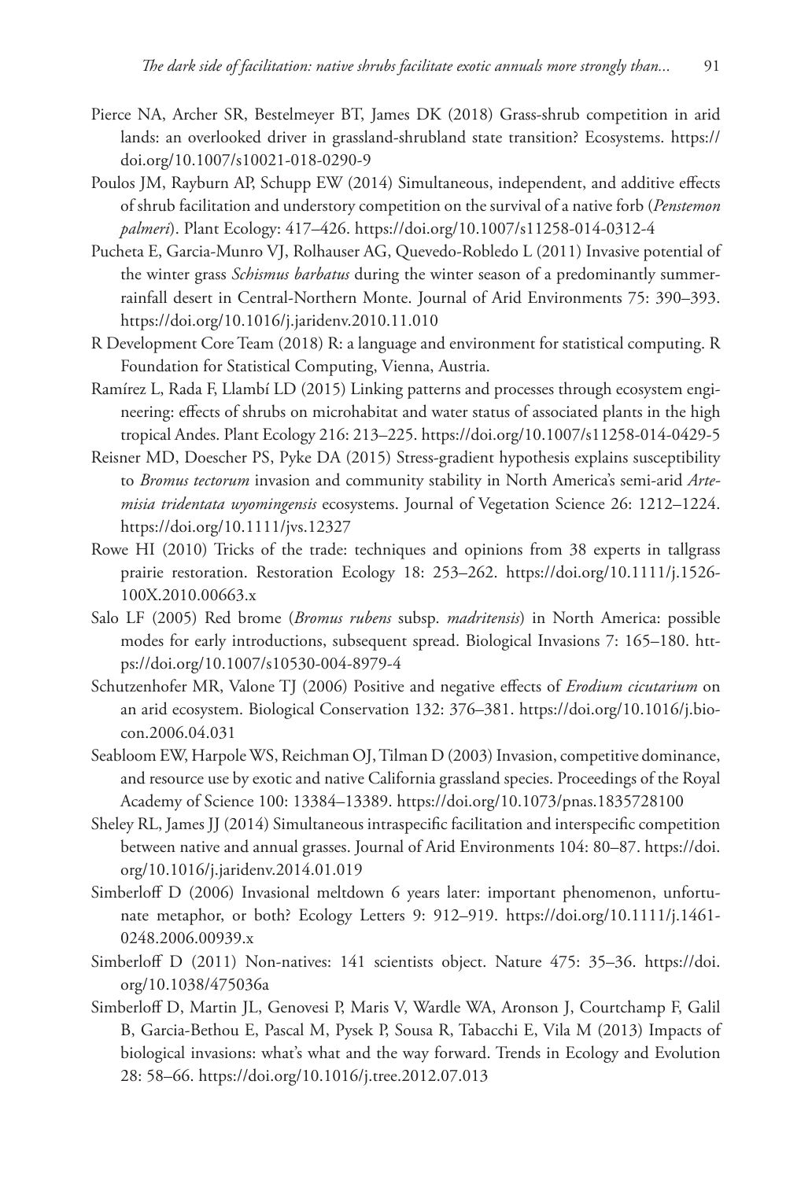Pierce NA, Archer SR, Bestelmeyer BT, James DK (2018) Grass-shrub competition in arid lands: an overlooked driver in grassland-shrubland state transition? Ecosystems. https://doi.org/10.1007/s10021-018-0290-9

Poulos JM, Rayburn AP, Schupp EW (2014) Simultaneous, independent, and additive effects of shrub facilitation and understory competition on the survival of a native forb (*Penstemon palmeri*). Plant Ecology: 417–426. https://doi.org/10.1007/s11258-014-0312-4

Pucheta E, Garcia-Munro VJ, Rolhauser AG, Quevedo-Robledo L (2011) Invasive potential of the winter grass *Schismus barbatus* during the winter season of a predominantly summer-rainfall desert in Central-Northern Monte. Journal of Arid Environments 75: 390–393. https://doi.org/10.1016/j.jaridenv.2010.11.010

R Development Core Team (2018) R: a language and environment for statistical computing. R Foundation for Statistical Computing, Vienna, Austria.

Ramírez L, Rada F, Llambí LD (2015) Linking patterns and processes through ecosystem engineering: effects of shrubs on microhabitat and water status of associated plants in the high tropical Andes. Plant Ecology 216: 213–225. https://doi.org/10.1007/s11258-014-0429-5

Reisner MD, Doescher PS, Pyke DA (2015) Stress-gradient hypothesis explains susceptibility to *Bromus tectorum* invasion and community stability in North America's semi-arid *Artemisia tridentata wyomingensis* ecosystems. Journal of Vegetation Science 26: 1212–1224. https://doi.org/10.1111/jvs.12327

Rowe HI (2010) Tricks of the trade: techniques and opinions from 38 experts in tallgrass prairie restoration. Restoration Ecology 18: 253–262. https://doi.org/10.1111/j.1526-100X.2010.00663.x

Salo LF (2005) Red brome (*Bromus rubens* subsp. *madritensis*) in North America: possible modes for early introductions, subsequent spread. Biological Invasions 7: 165–180. https://doi.org/10.1007/s10530-004-8979-4

Schutzenhofer MR, Valone TJ (2006) Positive and negative effects of *Erodium cicutarium* on an arid ecosystem. Biological Conservation 132: 376–381. https://doi.org/10.1016/j.biocon.2006.04.031

Seabloom EW, Harpole WS, Reichman OJ, Tilman D (2003) Invasion, competitive dominance, and resource use by exotic and native California grassland species. Proceedings of the Royal Academy of Science 100: 13384–13389. https://doi.org/10.1073/pnas.1835728100

Sheley RL, James JJ (2014) Simultaneous intraspecific facilitation and interspecific competition between native and annual grasses. Journal of Arid Environments 104: 80–87. https://doi.org/10.1016/j.jaridenv.2014.01.019

Simberloff D (2006) Invasional meltdown 6 years later: important phenomenon, unfortunate metaphor, or both? Ecology Letters 9: 912–919. https://doi.org/10.1111/j.1461-0248.2006.00939.x

Simberloff D (2011) Non-natives: 141 scientists object. Nature 475: 35–36. https://doi.org/10.1038/475036a

Simberloff D, Martin JL, Genovesi P, Maris V, Wardle WA, Aronson J, Courtchamp F, Galil B, Garcia-Bethou E, Pascal M, Pysek P, Sousa R, Tabacchi E, Vila M (2013) Impacts of biological invasions: what's what and the way forward. Trends in Ecology and Evolution 28: 58–66. https://doi.org/10.1016/j.tree.2012.07.013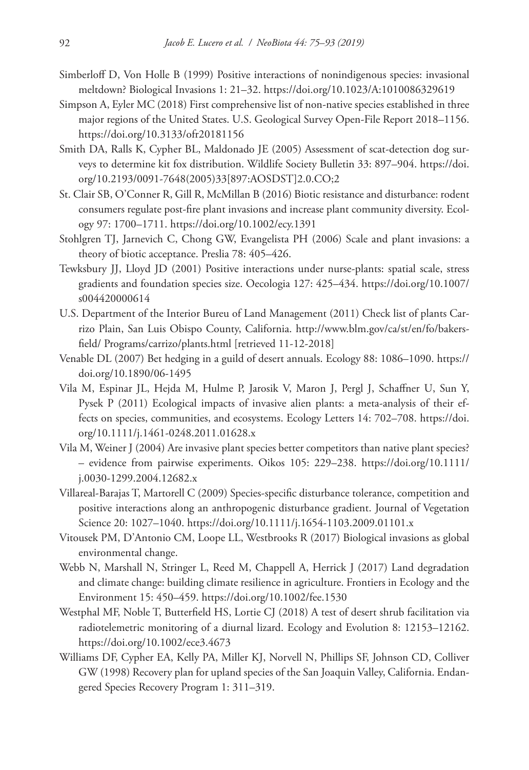Simberloff D, Von Holle B (1999) Positive interactions of nonindigenous species: invasional meltdown? Biological Invasions 1: 21–32. https://doi.org/10.1023/A:1010086329619

Simpson A, Eyler MC (2018) First comprehensive list of non-native species established in three major regions of the United States. U.S. Geological Survey Open-File Report 2018–1156. https://doi.org/10.3133/ofr20181156

Smith DA, Ralls K, Cypher BL, Maldonado JE (2005) Assessment of scat-detection dog surveys to determine kit fox distribution. Wildlife Society Bulletin 33: 897–904. https://doi.org/10.2193/0091-7648(2005)33[897:AOSDST]2.0.CO;2

St. Clair SB, O'Conner R, Gill R, McMillan B (2016) Biotic resistance and disturbance: rodent consumers regulate post-fire plant invasions and increase plant community diversity. Ecology 97: 1700–1711. https://doi.org/10.1002/ecy.1391

Stohlgren TJ, Jarnevich C, Chong GW, Evangelista PH (2006) Scale and plant invasions: a theory of biotic acceptance. Preslia 78: 405–426.

Tewksbury JJ, Lloyd JD (2001) Positive interactions under nurse-plants: spatial scale, stress gradients and foundation species size. Oecologia 127: 425–434. https://doi.org/10.1007/s004420000614

U.S. Department of the Interior Bureu of Land Management (2011) Check list of plants Carrizo Plain, San Luis Obispo County, California. http://www.blm.gov/ca/st/en/fo/bakersfield/ Programs/carrizo/plants.html [retrieved 11-12-2018]

Venable DL (2007) Bet hedging in a guild of desert annuals. Ecology 88: 1086–1090. https://doi.org/10.1890/06-1495

Vila M, Espinar JL, Hejda M, Hulme P, Jarosik V, Maron J, Pergl J, Schaffner U, Sun Y, Pysek P (2011) Ecological impacts of invasive alien plants: a meta-analysis of their effects on species, communities, and ecosystems. Ecology Letters 14: 702–708. https://doi.org/10.1111/j.1461-0248.2011.01628.x

Vila M, Weiner J (2004) Are invasive plant species better competitors than native plant species? – evidence from pairwise experiments. Oikos 105: 229–238. https://doi.org/10.1111/j.0030-1299.2004.12682.x

Villareal-Barajas T, Martorell C (2009) Species-specific disturbance tolerance, competition and positive interactions along an anthropogenic disturbance gradient. Journal of Vegetation Science 20: 1027–1040. https://doi.org/10.1111/j.1654-1103.2009.01101.x

Vitousek PM, D'Antonio CM, Loope LL, Westbrooks R (2017) Biological invasions as global environmental change.

Webb N, Marshall N, Stringer L, Reed M, Chappell A, Herrick J (2017) Land degradation and climate change: building climate resilience in agriculture. Frontiers in Ecology and the Environment 15: 450–459. https://doi.org/10.1002/fee.1530

Westphal MF, Noble T, Butterfield HS, Lortie CJ (2018) A test of desert shrub facilitation via radiotelemetric monitoring of a diurnal lizard. Ecology and Evolution 8: 12153–12162. https://doi.org/10.1002/ece3.4673

Williams DF, Cypher EA, Kelly PA, Miller KJ, Norvell N, Phillips SF, Johnson CD, Colliver GW (1998) Recovery plan for upland species of the San Joaquin Valley, California. Endangered Species Recovery Program 1: 311–319.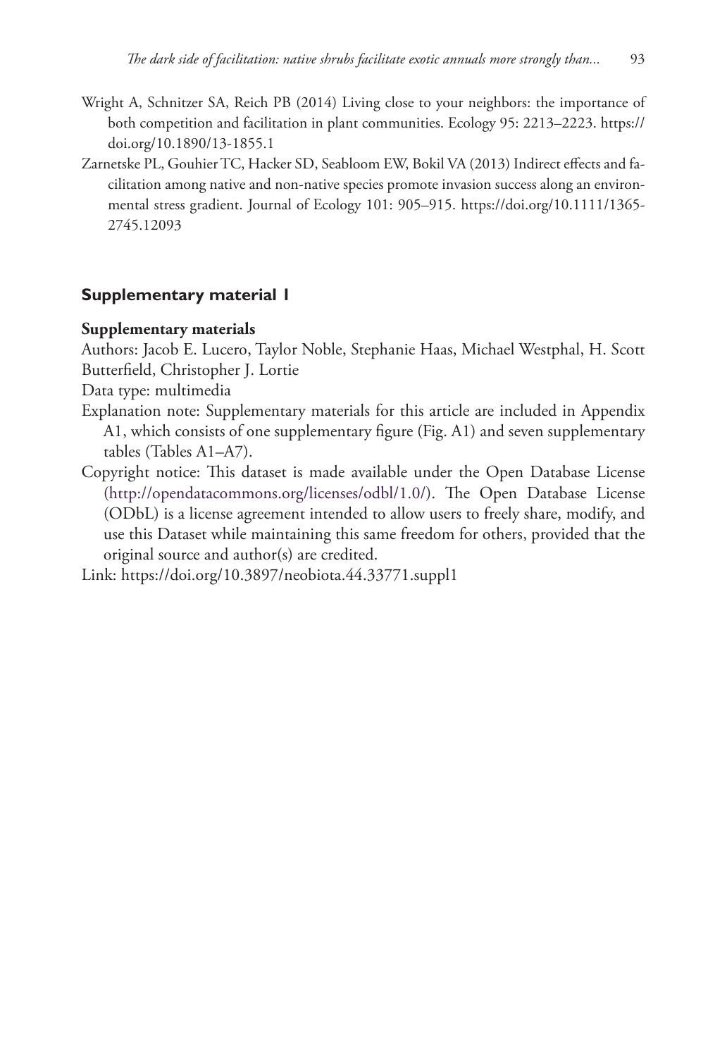Wright A, Schnitzer SA, Reich PB (2014) Living close to your neighbors: the importance of both competition and facilitation in plant communities. Ecology 95: 2213–2223. https://doi.org/10.1890/13-1855.1

Zarnetske PL, Gouhier TC, Hacker SD, Seabloom EW, Bokil VA (2013) Indirect effects and facilitation among native and non-native species promote invasion success along an environmental stress gradient. Journal of Ecology 101: 905–915. https://doi.org/10.1111/1365-2745.12093

## Supplementary material 1

**Supplementary materials**

Authors: Jacob E. Lucero, Taylor Noble, Stephanie Haas, Michael Westphal, H. Scott Butterfield, Christopher J. Lortie

Data type: multimedia

Explanation note: Supplementary materials for this article are included in Appendix A1, which consists of one supplementary figure (Fig. A1) and seven supplementary tables (Tables A1–A7).

Copyright notice: This dataset is made available under the Open Database License (http://opendatacommons.org/licenses/odbl/1.0/). The Open Database License (ODbL) is a license agreement intended to allow users to freely share, modify, and use this Dataset while maintaining this same freedom for others, provided that the original source and author(s) are credited.

Link: https://doi.org/10.3897/neobiota.44.33771.suppl1